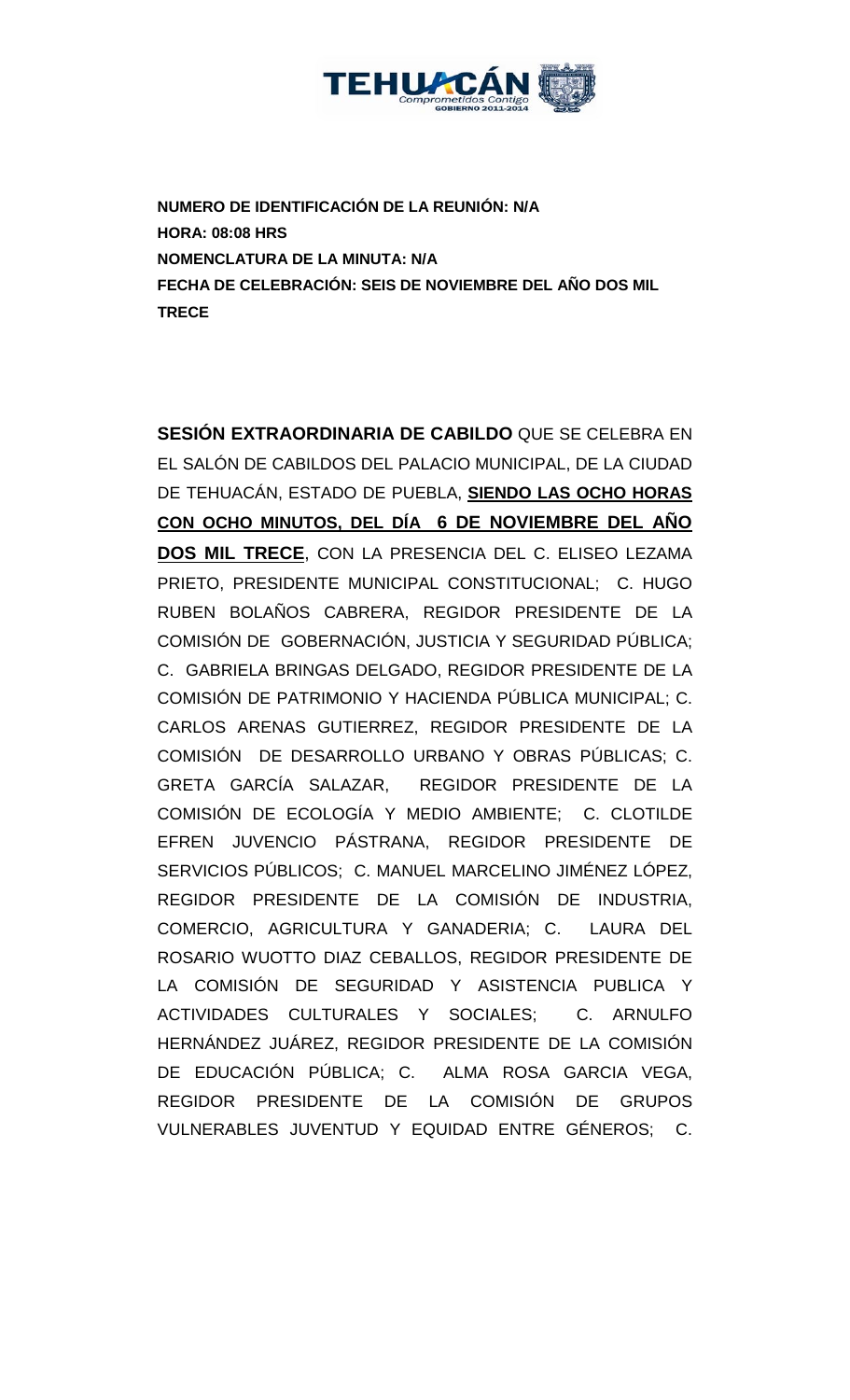**NUMERO DE IDENTIFICACIÓN DE LA REUNIÓN: N/A**
**HORA: 08:08 HRS**
**NOMENCLATURA DE LA MINUTA: N/A**
**FECHA DE CELEBRACIÓN: SEIS DE NOVIEMBRE DEL AÑO DOS MIL TRECE**

**SESIÓN EXTRAORDINARIA DE CABILDO** QUE SE CELEBRA EN EL SALÓN DE CABILDOS DEL PALACIO MUNICIPAL, DE LA CIUDAD DE TEHUACÁN, ESTADO DE PUEBLA, **SIENDO LAS OCHO HORAS CON OCHO MINUTOS, DEL DÍA 6 DE NOVIEMBRE DEL AÑO DOS MIL TRECE**, CON LA PRESENCIA DEL C. ELISEO LEZAMA PRIETO, PRESIDENTE MUNICIPAL CONSTITUCIONAL; C. HUGO RUBEN BOLAÑOS CABRERA, REGIDOR PRESIDENTE DE LA COMISIÓN DE GOBERNACIÓN, JUSTICIA Y SEGURIDAD PÚBLICA; C. GABRIELA BRINGAS DELGADO, REGIDOR PRESIDENTE DE LA COMISIÓN DE PATRIMONIO Y HACIENDA PÚBLICA MUNICIPAL; C. CARLOS ARENAS GUTIERREZ, REGIDOR PRESIDENTE DE LA COMISIÓN DE DESARROLLO URBANO Y OBRAS PÚBLICAS; C. GRETA GARCÍA SALAZAR, REGIDOR PRESIDENTE DE LA COMISIÓN DE ECOLOGÍA Y MEDIO AMBIENTE; C. CLOTILDE EFREN JUVENCIO PÁSTRANA, REGIDOR PRESIDENTE DE SERVICIOS PÚBLICOS; C. MANUEL MARCELINO JIMÉNEZ LÓPEZ, REGIDOR PRESIDENTE DE LA COMISIÓN DE INDUSTRIA, COMERCIO, AGRICULTURA Y GANADERIA; C. LAURA DEL ROSARIO WUOTTO DIAZ CEBALLOS, REGIDOR PRESIDENTE DE LA COMISIÓN DE SEGURIDAD Y ASISTENCIA PUBLICA Y ACTIVIDADES CULTURALES Y SOCIALES; C. ARNULFO HERNÁNDEZ JUÁREZ, REGIDOR PRESIDENTE DE LA COMISIÓN DE EDUCACIÓN PÚBLICA; C. ALMA ROSA GARCIA VEGA, REGIDOR PRESIDENTE DE LA COMISIÓN DE GRUPOS VULNERABLES JUVENTUD Y EQUIDAD ENTRE GÉNEROS; C.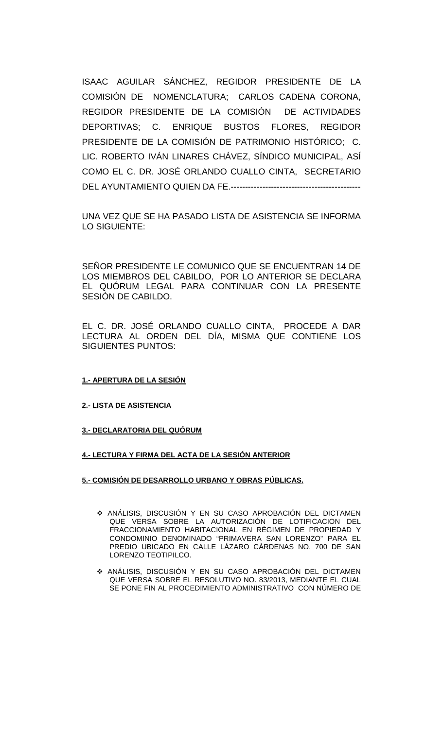ISAAC AGUILAR SÁNCHEZ, REGIDOR PRESIDENTE DE LA COMISIÓN DE NOMENCLATURA; CARLOS CADENA CORONA, REGIDOR PRESIDENTE DE LA COMISIÓN DE ACTIVIDADES DEPORTIVAS; C. ENRIQUE BUSTOS FLORES, REGIDOR PRESIDENTE DE LA COMISIÓN DE PATRIMONIO HISTÓRICO; C. LIC. ROBERTO IVÁN LINARES CHÁVEZ, SÍNDICO MUNICIPAL, ASÍ COMO EL C. DR. JOSÉ ORLANDO CUALLO CINTA, SECRETARIO DEL AYUNTAMIENTO QUIEN DA FE.---------------------------------------------

UNA VEZ QUE SE HA PASADO LISTA DE ASISTENCIA SE INFORMA LO SIGUIENTE:

SEÑOR PRESIDENTE LE COMUNICO QUE SE ENCUENTRAN 14 DE LOS MIEMBROS DEL CABILDO, POR LO ANTERIOR SE DECLARA EL QUÓRUM LEGAL PARA CONTINUAR CON LA PRESENTE SESIÓN DE CABILDO.

EL C. DR. JOSÉ ORLANDO CUALLO CINTA, PROCEDE A DAR LECTURA AL ORDEN DEL DÍA, MISMA QUE CONTIENE LOS SIGUIENTES PUNTOS:

**1.- APERTURA DE LA SESIÓN**

**2.- LISTA DE ASISTENCIA**

**3.- DECLARATORIA DEL QUÓRUM**

**4.- LECTURA Y FIRMA DEL ACTA DE LA SESIÓN ANTERIOR**

**5.- COMISIÓN DE DESARROLLO URBANO Y OBRAS PÚBLICAS.**

- ANÁLISIS, DISCUSIÓN Y EN SU CASO APROBACIÓN DEL DICTAMEN QUE VERSA SOBRE LA AUTORIZACIÓN DE LOTIFICACION DEL FRACCIONAMIENTO HABITACIONAL EN RÉGIMEN DE PROPIEDAD Y CONDOMINIO DENOMINADO "PRIMAVERA SAN LORENZO" PARA EL PREDIO UBICADO EN CALLE LÁZARO CÁRDENAS NO. 700 DE SAN LORENZO TEOTIPILCO.

- ANÁLISIS, DISCUSIÓN Y EN SU CASO APROBACIÓN DEL DICTAMEN QUE VERSA SOBRE EL RESOLUTIVO NO. 83/2013, MEDIANTE EL CUAL SE PONE FIN AL PROCEDIMIENTO ADMINISTRATIVO CON NÚMERO DE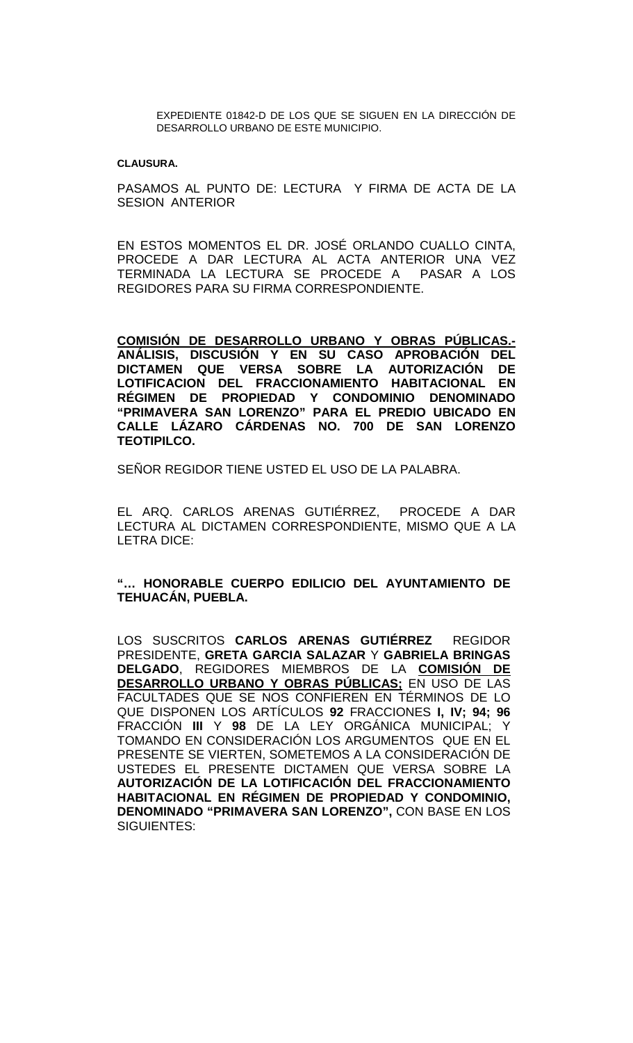EXPEDIENTE 01842-D DE LOS QUE SE SIGUEN EN LA DIRECCIÓN DE DESARROLLO URBANO DE ESTE MUNICIPIO.

**CLAUSURA.**

PASAMOS AL PUNTO DE: LECTURA Y FIRMA DE ACTA DE LA SESION ANTERIOR

EN ESTOS MOMENTOS EL DR. JOSÉ ORLANDO CUALLO CINTA, PROCEDE A DAR LECTURA AL ACTA ANTERIOR UNA VEZ TERMINADA LA LECTURA SE PROCEDE A PASAR A LOS REGIDORES PARA SU FIRMA CORRESPONDIENTE.

**COMISIÓN DE DESARROLLO URBANO Y OBRAS PÚBLICAS.- ANÁLISIS, DISCUSIÓN Y EN SU CASO APROBACIÓN DEL DICTAMEN QUE VERSA SOBRE LA AUTORIZACIÓN DE LOTIFICACION DEL FRACCIONAMIENTO HABITACIONAL EN RÉGIMEN DE PROPIEDAD Y CONDOMINIO DENOMINADO "PRIMAVERA SAN LORENZO" PARA EL PREDIO UBICADO EN CALLE LÁZARO CÁRDENAS NO. 700 DE SAN LORENZO TEOTIPILCO.**

SEÑOR REGIDOR TIENE USTED EL USO DE LA PALABRA.

EL ARQ. CARLOS ARENAS GUTIÉRREZ, PROCEDE A DAR LECTURA AL DICTAMEN CORRESPONDIENTE, MISMO QUE A LA LETRA DICE:

**"… HONORABLE CUERPO EDILICIO DEL AYUNTAMIENTO DE TEHUACÁN, PUEBLA.**

LOS SUSCRITOS **CARLOS ARENAS GUTIÉRREZ** REGIDOR PRESIDENTE, **GRETA GARCIA SALAZAR** Y **GABRIELA BRINGAS DELGADO**, REGIDORES MIEMBROS DE LA **COMISIÓN DE DESARROLLO URBANO Y OBRAS PÚBLICAS;** EN USO DE LAS FACULTADES QUE SE NOS CONFIEREN EN TÉRMINOS DE LO QUE DISPONEN LOS ARTÍCULOS **92** FRACCIONES **I, IV; 94; 96** FRACCIÓN **III** Y **98** DE LA LEY ORGÁNICA MUNICIPAL; Y TOMANDO EN CONSIDERACIÓN LOS ARGUMENTOS QUE EN EL PRESENTE SE VIERTEN, SOMETEMOS A LA CONSIDERACIÓN DE USTEDES EL PRESENTE DICTAMEN QUE VERSA SOBRE LA **AUTORIZACIÓN DE LA LOTIFICACIÓN DEL FRACCIONAMIENTO HABITACIONAL EN RÉGIMEN DE PROPIEDAD Y CONDOMINIO, DENOMINADO "PRIMAVERA SAN LORENZO",** CON BASE EN LOS SIGUIENTES: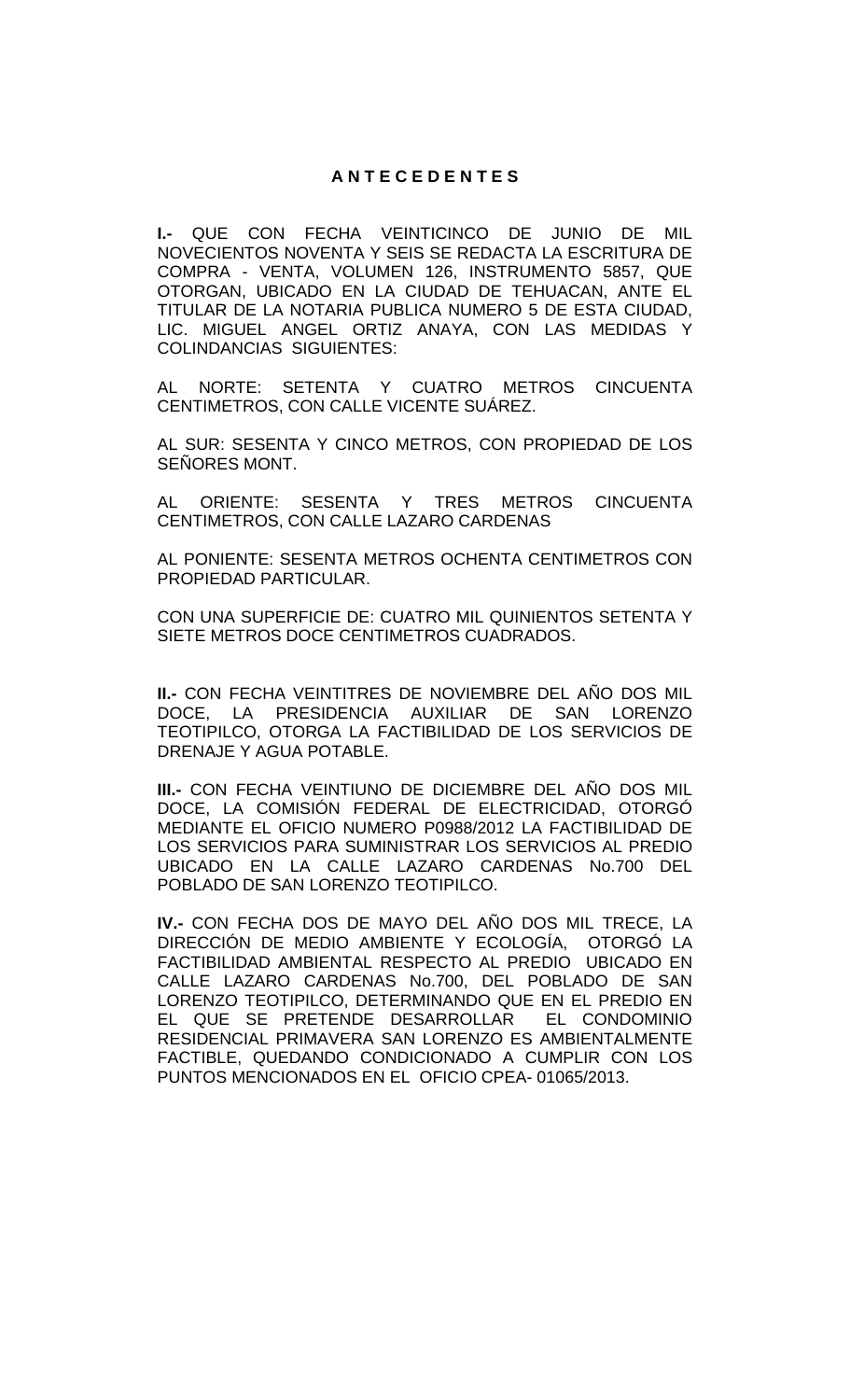## A N T E C E D E N T E S

**I.-** QUE CON FECHA VEINTICINCO DE JUNIO DE MIL NOVECIENTOS NOVENTA Y SEIS SE REDACTA LA ESCRITURA DE COMPRA - VENTA, VOLUMEN 126, INSTRUMENTO 5857, QUE OTORGAN, UBICADO EN LA CIUDAD DE TEHUACAN, ANTE EL TITULAR DE LA NOTARIA PUBLICA NUMERO 5 DE ESTA CIUDAD, LIC. MIGUEL ANGEL ORTIZ ANAYA, CON LAS MEDIDAS Y COLINDANCIAS SIGUIENTES:

AL NORTE: SETENTA Y CUATRO METROS CINCUENTA CENTIMETROS, CON CALLE VICENTE SUÁREZ.

AL SUR: SESENTA Y CINCO METROS, CON PROPIEDAD DE LOS SEÑORES MONT.

AL ORIENTE: SESENTA Y TRES METROS CINCUENTA CENTIMETROS, CON CALLE LAZARO CARDENAS

AL PONIENTE: SESENTA METROS OCHENTA CENTIMETROS CON PROPIEDAD PARTICULAR.

CON UNA SUPERFICIE DE: CUATRO MIL QUINIENTOS SETENTA Y SIETE METROS DOCE CENTIMETROS CUADRADOS.

**II.-** CON FECHA VEINTITRES DE NOVIEMBRE DEL AÑO DOS MIL DOCE, LA PRESIDENCIA AUXILIAR DE SAN LORENZO TEOTIPILCO, OTORGA LA FACTIBILIDAD DE LOS SERVICIOS DE DRENAJE Y AGUA POTABLE.

**III.-** CON FECHA VEINTIUNO DE DICIEMBRE DEL AÑO DOS MIL DOCE, LA COMISIÓN FEDERAL DE ELECTRICIDAD, OTORGÓ MEDIANTE EL OFICIO NUMERO P0988/2012 LA FACTIBILIDAD DE LOS SERVICIOS PARA SUMINISTRAR LOS SERVICIOS AL PREDIO UBICADO EN LA CALLE LAZARO CARDENAS No.700 DEL POBLADO DE SAN LORENZO TEOTIPILCO.

**IV.-** CON FECHA DOS DE MAYO DEL AÑO DOS MIL TRECE, LA DIRECCIÓN DE MEDIO AMBIENTE Y ECOLOGÍA, OTORGÓ LA FACTIBILIDAD AMBIENTAL RESPECTO AL PREDIO UBICADO EN CALLE LAZARO CARDENAS No.700, DEL POBLADO DE SAN LORENZO TEOTIPILCO, DETERMINANDO QUE EN EL PREDIO EN EL QUE SE PRETENDE DESARROLLAR EL CONDOMINIO RESIDENCIAL PRIMAVERA SAN LORENZO ES AMBIENTALMENTE FACTIBLE, QUEDANDO CONDICIONADO A CUMPLIR CON LOS PUNTOS MENCIONADOS EN EL OFICIO CPEA- 01065/2013.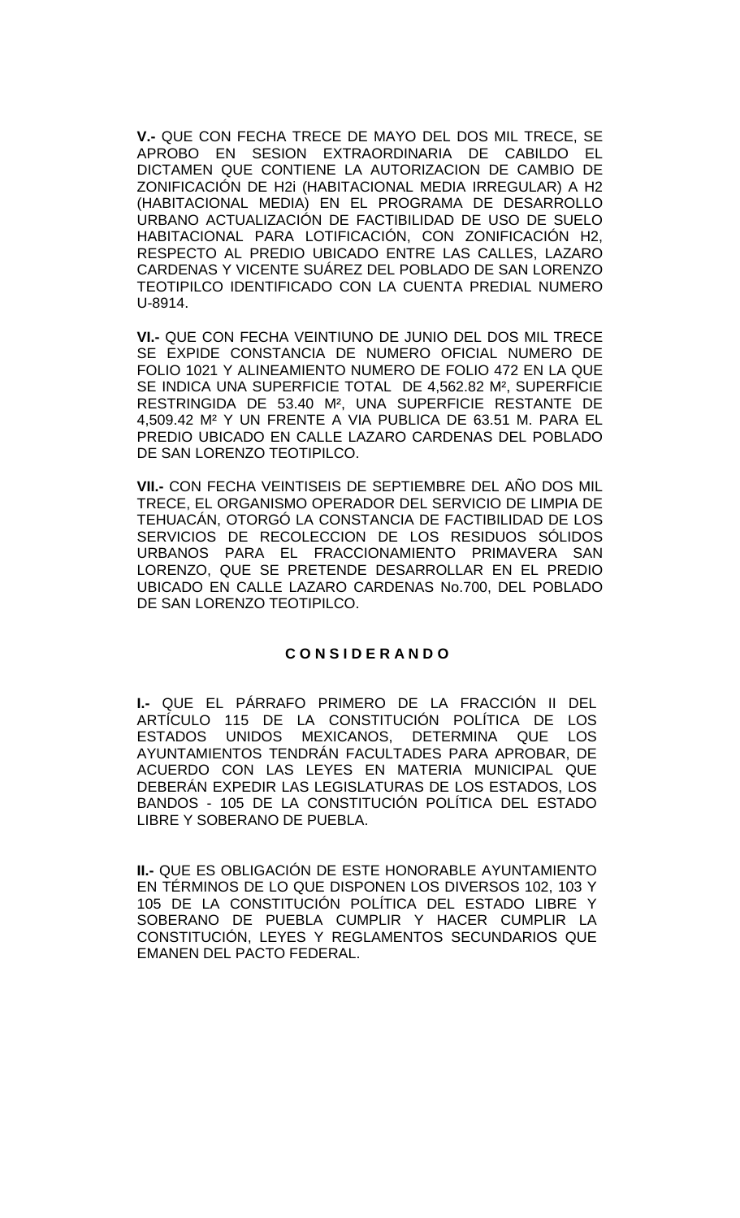**V.-** QUE CON FECHA TRECE DE MAYO DEL DOS MIL TRECE, SE APROBO EN SESION EXTRAORDINARIA DE CABILDO EL DICTAMEN QUE CONTIENE LA AUTORIZACION DE CAMBIO DE ZONIFICACIÓN DE H2i (HABITACIONAL MEDIA IRREGULAR) A H2 (HABITACIONAL MEDIA) EN EL PROGRAMA DE DESARROLLO URBANO ACTUALIZACIÓN DE FACTIBILIDAD DE USO DE SUELO HABITACIONAL PARA LOTIFICACIÓN, CON ZONIFICACIÓN H2, RESPECTO AL PREDIO UBICADO ENTRE LAS CALLES, LAZARO CARDENAS Y VICENTE SUÁREZ DEL POBLADO DE SAN LORENZO TEOTIPILCO IDENTIFICADO CON LA CUENTA PREDIAL NUMERO U-8914.

**VI.-** QUE CON FECHA VEINTIUNO DE JUNIO DEL DOS MIL TRECE SE EXPIDE CONSTANCIA DE NUMERO OFICIAL NUMERO DE FOLIO 1021 Y ALINEAMIENTO NUMERO DE FOLIO 472 EN LA QUE SE INDICA UNA SUPERFICIE TOTAL DE 4,562.82 M², SUPERFICIE RESTRINGIDA DE 53.40 M², UNA SUPERFICIE RESTANTE DE 4,509.42 M² Y UN FRENTE A VIA PUBLICA DE 63.51 M. PARA EL PREDIO UBICADO EN CALLE LAZARO CARDENAS DEL POBLADO DE SAN LORENZO TEOTIPILCO.

**VII.-** CON FECHA VEINTISEIS DE SEPTIEMBRE DEL AÑO DOS MIL TRECE, EL ORGANISMO OPERADOR DEL SERVICIO DE LIMPIA DE TEHUACÁN, OTORGÓ LA CONSTANCIA DE FACTIBILIDAD DE LOS SERVICIOS DE RECOLECCION DE LOS RESIDUOS SÓLIDOS URBANOS PARA EL FRACCIONAMIENTO PRIMAVERA SAN LORENZO, QUE SE PRETENDE DESARROLLAR EN EL PREDIO UBICADO EN CALLE LAZARO CARDENAS No.700, DEL POBLADO DE SAN LORENZO TEOTIPILCO.

## C O N S I D E R A N D O

**I.-** QUE EL PÁRRAFO PRIMERO DE LA FRACCIÓN II DEL ARTÍCULO 115 DE LA CONSTITUCIÓN POLÍTICA DE LOS ESTADOS UNIDOS MEXICANOS, DETERMINA QUE LOS AYUNTAMIENTOS TENDRÁN FACULTADES PARA APROBAR, DE ACUERDO CON LAS LEYES EN MATERIA MUNICIPAL QUE DEBERÁN EXPEDIR LAS LEGISLATURAS DE LOS ESTADOS, LOS BANDOS - 105 DE LA CONSTITUCIÓN POLÍTICA DEL ESTADO LIBRE Y SOBERANO DE PUEBLA.

**II.-** QUE ES OBLIGACIÓN DE ESTE HONORABLE AYUNTAMIENTO EN TÉRMINOS DE LO QUE DISPONEN LOS DIVERSOS 102, 103 Y 105 DE LA CONSTITUCIÓN POLÍTICA DEL ESTADO LIBRE Y SOBERANO DE PUEBLA CUMPLIR Y HACER CUMPLIR LA CONSTITUCIÓN, LEYES Y REGLAMENTOS SECUNDARIOS QUE EMANEN DEL PACTO FEDERAL.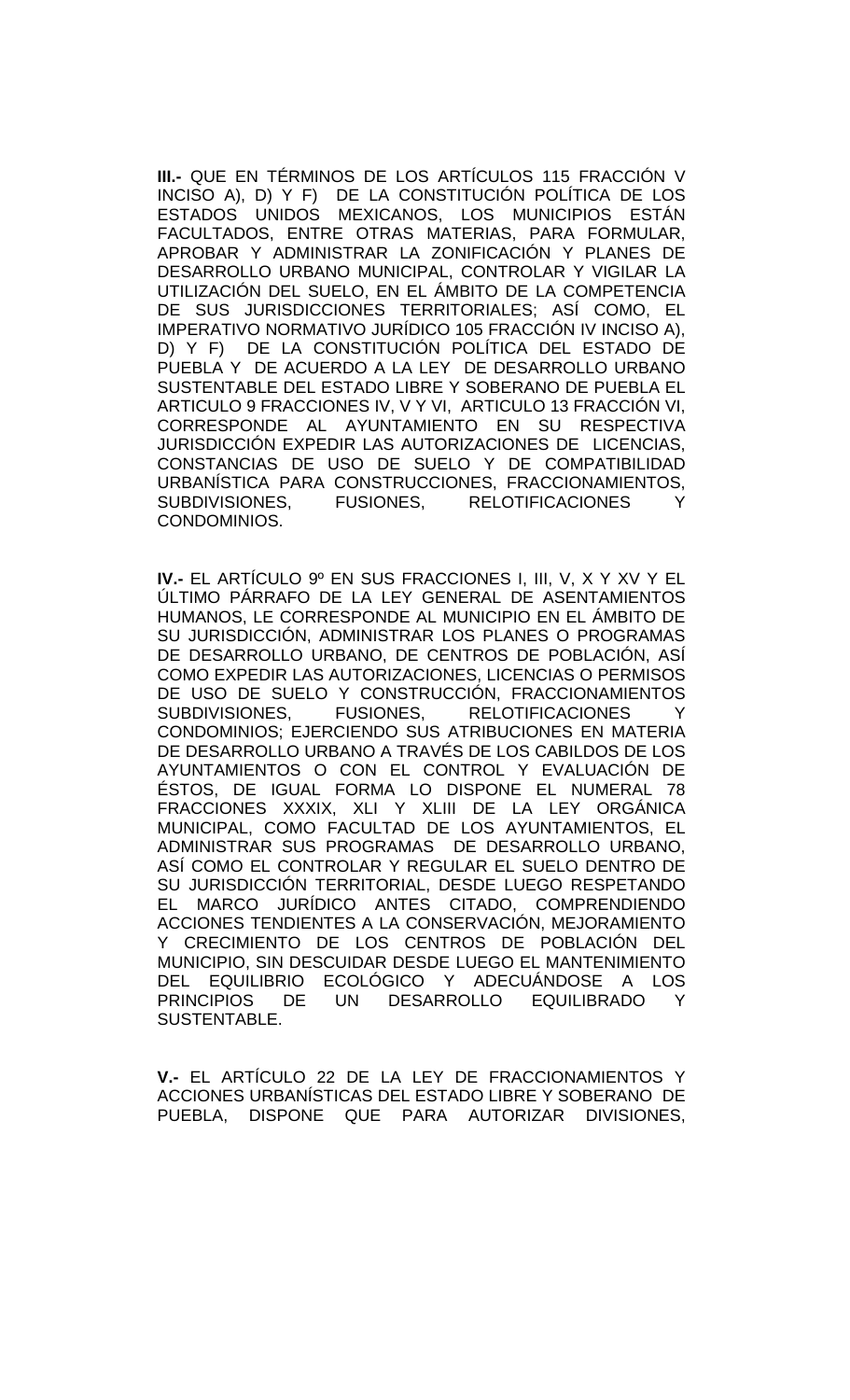**III.-** QUE EN TÉRMINOS DE LOS ARTÍCULOS 115 FRACCIÓN V INCISO A), D) Y F) DE LA CONSTITUCIÓN POLÍTICA DE LOS ESTADOS UNIDOS MEXICANOS, LOS MUNICIPIOS ESTÁN FACULTADOS, ENTRE OTRAS MATERIAS, PARA FORMULAR, APROBAR Y ADMINISTRAR LA ZONIFICACIÓN Y PLANES DE DESARROLLO URBANO MUNICIPAL, CONTROLAR Y VIGILAR LA UTILIZACIÓN DEL SUELO, EN EL ÁMBITO DE LA COMPETENCIA DE SUS JURISDICCIONES TERRITORIALES; ASÍ COMO, EL IMPERATIVO NORMATIVO JURÍDICO 105 FRACCIÓN IV INCISO A), D) Y F) DE LA CONSTITUCIÓN POLÍTICA DEL ESTADO DE PUEBLA Y DE ACUERDO A LA LEY DE DESARROLLO URBANO SUSTENTABLE DEL ESTADO LIBRE Y SOBERANO DE PUEBLA EL ARTICULO 9 FRACCIONES IV, V Y VI, ARTICULO 13 FRACCIÓN VI, CORRESPONDE AL AYUNTAMIENTO EN SU RESPECTIVA JURISDICCIÓN EXPEDIR LAS AUTORIZACIONES DE LICENCIAS, CONSTANCIAS DE USO DE SUELO Y DE COMPATIBILIDAD URBANÍSTICA PARA CONSTRUCCIONES, FRACCIONAMIENTOS, SUBDIVISIONES, FUSIONES, RELOTIFICACIONES Y CONDOMINIOS.

**IV.-** EL ARTÍCULO 9º EN SUS FRACCIONES I, III, V, X Y XV Y EL ÚLTIMO PÁRRAFO DE LA LEY GENERAL DE ASENTAMIENTOS HUMANOS, LE CORRESPONDE AL MUNICIPIO EN EL ÁMBITO DE SU JURISDICCIÓN, ADMINISTRAR LOS PLANES O PROGRAMAS DE DESARROLLO URBANO, DE CENTROS DE POBLACIÓN, ASÍ COMO EXPEDIR LAS AUTORIZACIONES, LICENCIAS O PERMISOS DE USO DE SUELO Y CONSTRUCCIÓN, FRACCIONAMIENTOS SUBDIVISIONES, FUSIONES, RELOTIFICACIONES Y CONDOMINIOS; EJERCIENDO SUS ATRIBUCIONES EN MATERIA DE DESARROLLO URBANO A TRAVÉS DE LOS CABILDOS DE LOS AYUNTAMIENTOS O CON EL CONTROL Y EVALUACIÓN DE ÉSTOS, DE IGUAL FORMA LO DISPONE EL NUMERAL 78 FRACCIONES XXXIX, XLI Y XLIII DE LA LEY ORGÁNICA MUNICIPAL, COMO FACULTAD DE LOS AYUNTAMIENTOS, EL ADMINISTRAR SUS PROGRAMAS DE DESARROLLO URBANO, ASÍ COMO EL CONTROLAR Y REGULAR EL SUELO DENTRO DE SU JURISDICCIÓN TERRITORIAL, DESDE LUEGO RESPETANDO EL MARCO JURÍDICO ANTES CITADO, COMPRENDIENDO ACCIONES TENDIENTES A LA CONSERVACIÓN, MEJORAMIENTO Y CRECIMIENTO DE LOS CENTROS DE POBLACIÓN DEL MUNICIPIO, SIN DESCUIDAR DESDE LUEGO EL MANTENIMIENTO DEL EQUILIBRIO ECOLÓGICO Y ADECUÁNDOSE A LOS PRINCIPIOS DE UN DESARROLLO EQUILIBRADO Y SUSTENTABLE.

**V.-** EL ARTÍCULO 22 DE LA LEY DE FRACCIONAMIENTOS Y ACCIONES URBANÍSTICAS DEL ESTADO LIBRE Y SOBERANO DE PUEBLA, DISPONE QUE PARA AUTORIZAR DIVISIONES,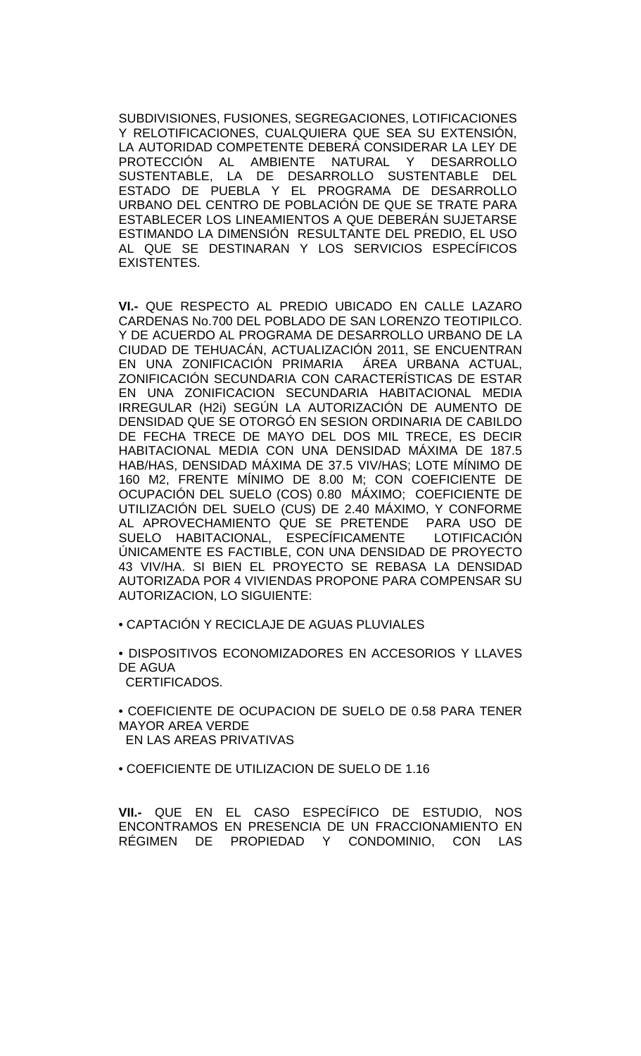SUBDIVISIONES, FUSIONES, SEGREGACIONES, LOTIFICACIONES Y RELOTIFICACIONES, CUALQUIERA QUE SEA SU EXTENSIÓN, LA AUTORIDAD COMPETENTE DEBERÁ CONSIDERAR LA LEY DE PROTECCIÓN AL AMBIENTE NATURAL Y DESARROLLO SUSTENTABLE, LA DE DESARROLLO SUSTENTABLE DEL ESTADO DE PUEBLA Y EL PROGRAMA DE DESARROLLO URBANO DEL CENTRO DE POBLACIÓN DE QUE SE TRATE PARA ESTABLECER LOS LINEAMIENTOS A QUE DEBERÁN SUJETARSE ESTIMANDO LA DIMENSIÓN RESULTANTE DEL PREDIO, EL USO AL QUE SE DESTINARAN Y LOS SERVICIOS ESPECÍFICOS EXISTENTES.

**VI.-** QUE RESPECTO AL PREDIO UBICADO EN CALLE LAZARO CARDENAS No.700 DEL POBLADO DE SAN LORENZO TEOTIPILCO. Y DE ACUERDO AL PROGRAMA DE DESARROLLO URBANO DE LA CIUDAD DE TEHUACÁN, ACTUALIZACIÓN 2011, SE ENCUENTRAN EN UNA ZONIFICACIÓN PRIMARIA ÁREA URBANA ACTUAL, ZONIFICACIÓN SECUNDARIA CON CARACTERÍSTICAS DE ESTAR EN UNA ZONIFICACION SECUNDARIA HABITACIONAL MEDIA IRREGULAR (H2i) SEGÚN LA AUTORIZACIÓN DE AUMENTO DE DENSIDAD QUE SE OTORGÓ EN SESION ORDINARIA DE CABILDO DE FECHA TRECE DE MAYO DEL DOS MIL TRECE, ES DECIR HABITACIONAL MEDIA CON UNA DENSIDAD MÁXIMA DE 187.5 HAB/HAS, DENSIDAD MÁXIMA DE 37.5 VIV/HAS; LOTE MÍNIMO DE 160 M2, FRENTE MÍNIMO DE 8.00 M; CON COEFICIENTE DE OCUPACIÓN DEL SUELO (COS) 0.80 MÁXIMO; COEFICIENTE DE UTILIZACIÓN DEL SUELO (CUS) DE 2.40 MÁXIMO, Y CONFORME AL APROVECHAMIENTO QUE SE PRETENDE PARA USO DE SUELO HABITACIONAL, ESPECÍFICAMENTE LOTIFICACIÓN ÚNICAMENTE ES FACTIBLE, CON UNA DENSIDAD DE PROYECTO 43 VIV/HA. SI BIEN EL PROYECTO SE REBASA LA DENSIDAD AUTORIZADA POR 4 VIVIENDAS PROPONE PARA COMPENSAR SU AUTORIZACION, LO SIGUIENTE:

- CAPTACIÓN Y RECICLAJE DE AGUAS PLUVIALES
- DISPOSITIVOS ECONOMIZADORES EN ACCESORIOS Y LLAVES DE AGUA CERTIFICADOS.
- COEFICIENTE DE OCUPACION DE SUELO DE 0.58 PARA TENER MAYOR AREA VERDE EN LAS AREAS PRIVATIVAS
- COEFICIENTE DE UTILIZACION DE SUELO DE 1.16

**VII.-** QUE EN EL CASO ESPECÍFICO DE ESTUDIO, NOS ENCONTRAMOS EN PRESENCIA DE UN FRACCIONAMIENTO EN RÉGIMEN DE PROPIEDAD Y CONDOMINIO, CON LAS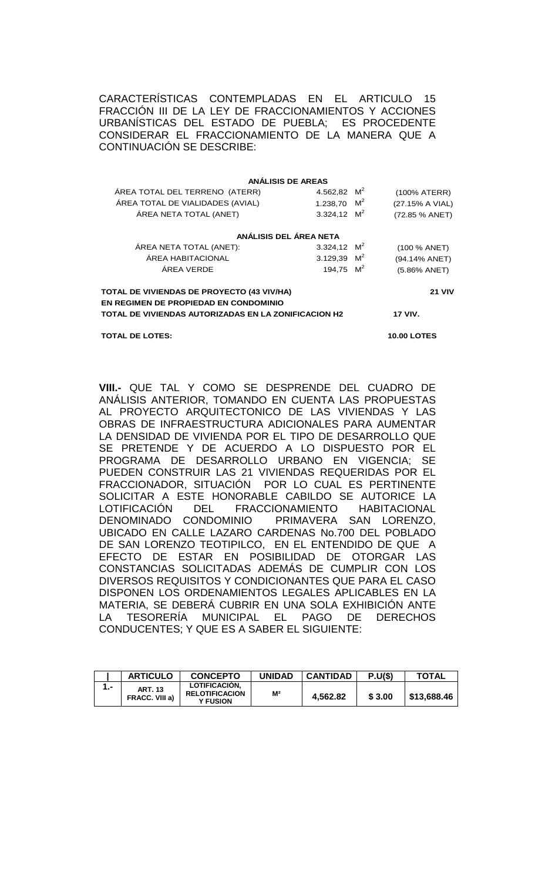CARACTERÍSTICAS CONTEMPLADAS EN EL ARTICULO 15 FRACCIÓN III DE LA LEY DE FRACCIONAMIENTOS Y ACCIONES URBANÍSTICAS DEL ESTADO DE PUEBLA; ES PROCEDENTE CONSIDERAR EL FRACCIONAMIENTO DE LA MANERA QUE A CONTINUACIÓN SE DESCRIBE:

| ANÁLISIS DE AREAS | | |
|---|---|---|
| ÁREA TOTAL DEL TERRENO (ATERR) | 4.562,82 $M^2$ | (100% ATERR) |
| ÁREA TOTAL DE VIALIDADES (AVIAL) | 1.238,70 $M^2$ | (27.15% A VIAL) |
| ÁREA NETA TOTAL (ANET) | 3.324,12 $M^2$ | (72.85 % ANET) |
| **ANÁLISIS DEL ÁREA NETA** | | |
| ÁREA NETA TOTAL (ANET): | 3.324,12 $M^2$ | (100 % ANET) |
| ÁREA HABITACIONAL | 3.129,39 $M^2$ | (94.14% ANET) |
| ÁREA VERDE | 194,75 $M^2$ | (5.86% ANET) |

**TOTAL DE VIVIENDAS DE PROYECTO (43 VIV/HA) EN REGIMEN DE PROPIEDAD EN CONDOMINIO** **21 VIV**

**TOTAL DE VIVIENDAS AUTORIZADAS EN LA ZONIFICACION H2** **17 VIV.**

**TOTAL DE LOTES:** **10.00 LOTES**

**VIII.-** QUE TAL Y COMO SE DESPRENDE DEL CUADRO DE ANÁLISIS ANTERIOR, TOMANDO EN CUENTA LAS PROPUESTAS AL PROYECTO ARQUITECTONICO DE LAS VIVIENDAS Y LAS OBRAS DE INFRAESTRUCTURA ADICIONALES PARA AUMENTAR LA DENSIDAD DE VIVIENDA POR EL TIPO DE DESARROLLO QUE SE PRETENDE Y DE ACUERDO A LO DISPUESTO POR EL PROGRAMA DE DESARROLLO URBANO EN VIGENCIA; SE PUEDEN CONSTRUIR LAS 21 VIVIENDAS REQUERIDAS POR EL FRACCIONADOR, SITUACIÓN POR LO CUAL ES PERTINENTE SOLICITAR A ESTE HONORABLE CABILDO SE AUTORICE LA LOTIFICACIÓN DEL FRACCIONAMIENTO HABITACIONAL DENOMINADO CONDOMINIO PRIMAVERA SAN LORENZO, UBICADO EN CALLE LAZARO CARDENAS No.700 DEL POBLADO DE SAN LORENZO TEOTIPILCO, EN EL ENTENDIDO DE QUE A EFECTO DE ESTAR EN POSIBILIDAD DE OTORGAR LAS CONSTANCIAS SOLICITADAS ADEMÁS DE CUMPLIR CON LOS DIVERSOS REQUISITOS Y CONDICIONANTES QUE PARA EL CASO DISPONEN LOS ORDENAMIENTOS LEGALES APLICABLES EN LA MATERIA, SE DEBERÁ CUBRIR EN UNA SOLA EXHIBICIÓN ANTE LA TESORERÍA MUNICIPAL EL PAGO DE DERECHOS CONDUCENTES; Y QUE ES A SABER EL SIGUIENTE:

| | ARTICULO | CONCEPTO | UNIDAD | CANTIDAD | P.U($) | TOTAL |
|---|---|---|---|---|---|---|
| 1.- | ART. 13 FRACC. VIII a) | LOTIFICACIÓN, RELOTIFICACION Y FUSION | M² | 4,562.82 | $ 3.00 | $13,688.46 |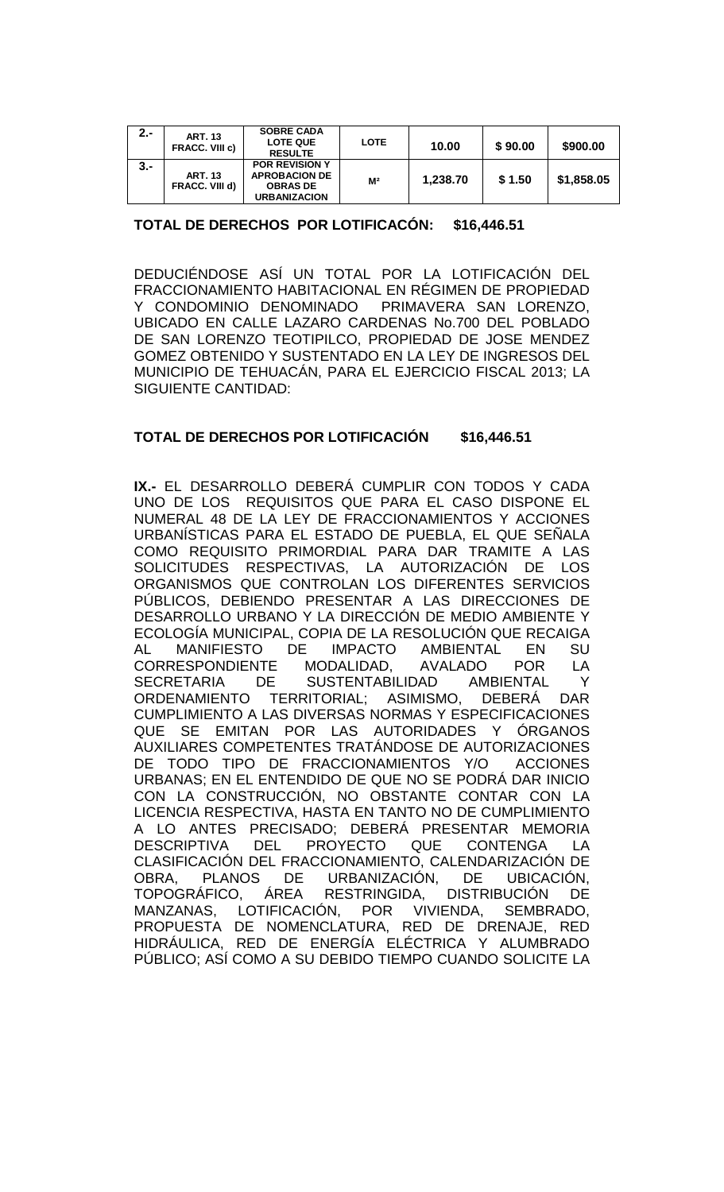| 2.- | ART. 13 FRACC. VIII c) | SOBRE CADA LOTE QUE RESULTE | LOTE | 10.00 | $ 90.00 | $900.00 |
|---|---|---|---|---|---|---|
| 3.- | ART. 13 FRACC. VIII d) | POR REVISION Y APROBACION DE OBRAS DE URBANIZACION | M² | 1,238.70 | $ 1.50 | $1,858.05 |

**TOTAL DE DERECHOS POR LOTIFICACÓN: $16,446.51**

DEDUCIÉNDOSE ASÍ UN TOTAL POR LA LOTIFICACIÓN DEL FRACCIONAMIENTO HABITACIONAL EN RÉGIMEN DE PROPIEDAD Y CONDOMINIO DENOMINADO PRIMAVERA SAN LORENZO, UBICADO EN CALLE LAZARO CARDENAS No.700 DEL POBLADO DE SAN LORENZO TEOTIPILCO, PROPIEDAD DE JOSE MENDEZ GOMEZ OBTENIDO Y SUSTENTADO EN LA LEY DE INGRESOS DEL MUNICIPIO DE TEHUACÁN, PARA EL EJERCICIO FISCAL 2013; LA SIGUIENTE CANTIDAD:

**TOTAL DE DERECHOS POR LOTIFICACIÓN $16,446.51**

**IX.-** EL DESARROLLO DEBERÁ CUMPLIR CON TODOS Y CADA UNO DE LOS REQUISITOS QUE PARA EL CASO DISPONE EL NUMERAL 48 DE LA LEY DE FRACCIONAMIENTOS Y ACCIONES URBANÍSTICAS PARA EL ESTADO DE PUEBLA, EL QUE SEÑALA COMO REQUISITO PRIMORDIAL PARA DAR TRAMITE A LAS SOLICITUDES RESPECTIVAS, LA AUTORIZACIÓN DE LOS ORGANISMOS QUE CONTROLAN LOS DIFERENTES SERVICIOS PÚBLICOS, DEBIENDO PRESENTAR A LAS DIRECCIONES DE DESARROLLO URBANO Y LA DIRECCIÓN DE MEDIO AMBIENTE Y ECOLOGÍA MUNICIPAL, COPIA DE LA RESOLUCIÓN QUE RECAIGA AL MANIFIESTO DE IMPACTO AMBIENTAL EN SU CORRESPONDIENTE MODALIDAD, AVALADO POR LA SECRETARIA DE SUSTENTABILIDAD AMBIENTAL Y ORDENAMIENTO TERRITORIAL; ASIMISMO, DEBERÁ DAR CUMPLIMIENTO A LAS DIVERSAS NORMAS Y ESPECIFICACIONES QUE SE EMITAN POR LAS AUTORIDADES Y ÓRGANOS AUXILIARES COMPETENTES TRATÁNDOSE DE AUTORIZACIONES DE TODO TIPO DE FRACCIONAMIENTOS Y/O ACCIONES URBANAS; EN EL ENTENDIDO DE QUE NO SE PODRÁ DAR INICIO CON LA CONSTRUCCIÓN, NO OBSTANTE CONTAR CON LA LICENCIA RESPECTIVA, HASTA EN TANTO NO DE CUMPLIMIENTO A LO ANTES PRECISADO; DEBERÁ PRESENTAR MEMORIA DESCRIPTIVA DEL PROYECTO QUE CONTENGA LA CLASIFICACIÓN DEL FRACCIONAMIENTO, CALENDARIZACIÓN DE OBRA, PLANOS DE URBANIZACIÓN, DE UBICACIÓN, TOPOGRÁFICO, ÁREA RESTRINGIDA, DISTRIBUCIÓN DE MANZANAS, LOTIFICACIÓN, POR VIVIENDA, SEMBRADO, PROPUESTA DE NOMENCLATURA, RED DE DRENAJE, RED HIDRÁULICA, RED DE ENERGÍA ELÉCTRICA Y ALUMBRADO PÚBLICO; ASÍ COMO A SU DEBIDO TIEMPO CUANDO SOLICITE LA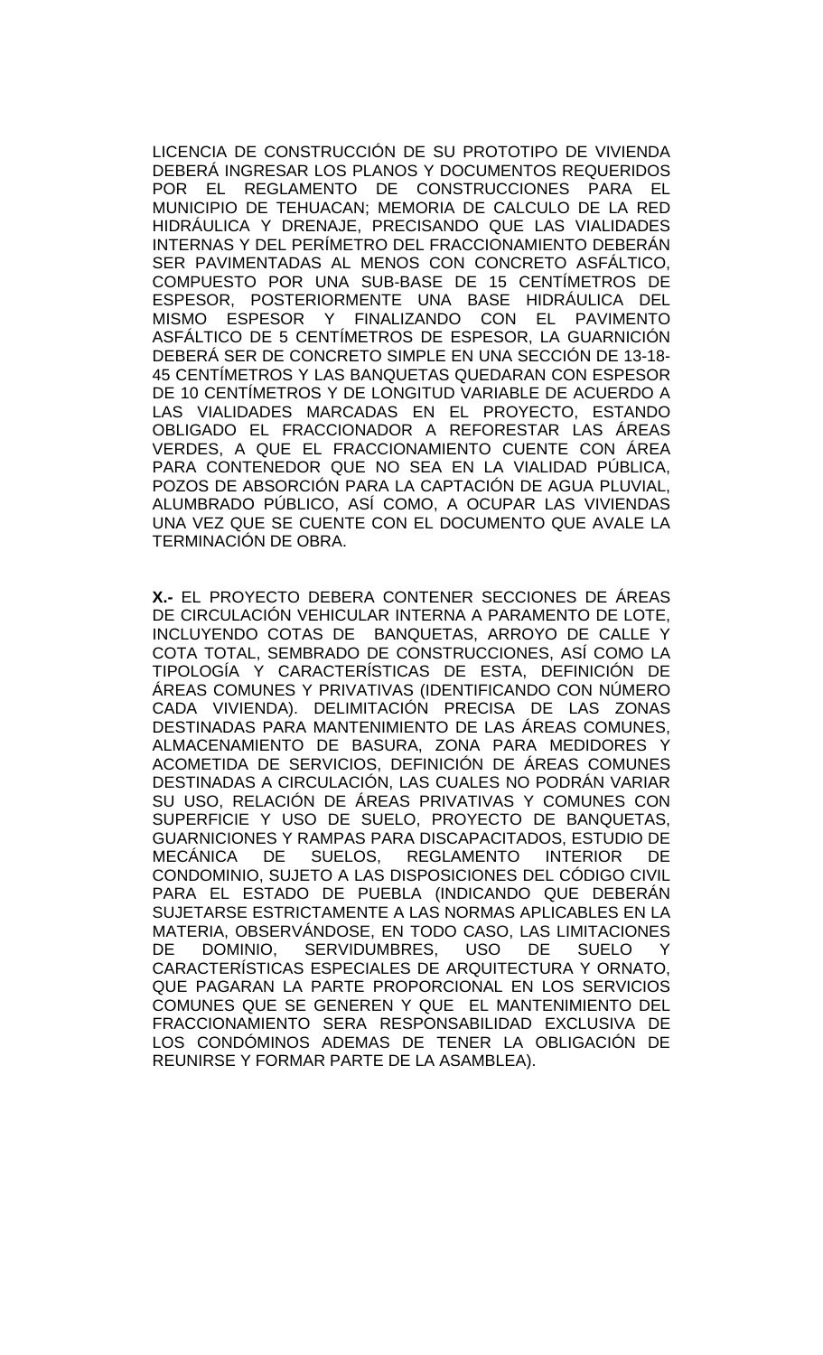LICENCIA DE CONSTRUCCIÓN DE SU PROTOTIPO DE VIVIENDA DEBERÁ INGRESAR LOS PLANOS Y DOCUMENTOS REQUERIDOS POR EL REGLAMENTO DE CONSTRUCCIONES PARA EL MUNICIPIO DE TEHUACAN; MEMORIA DE CALCULO DE LA RED HIDRÁULICA Y DRENAJE, PRECISANDO QUE LAS VIALIDADES INTERNAS Y DEL PERÍMETRO DEL FRACCIONAMIENTO DEBERÁN SER PAVIMENTADAS AL MENOS CON CONCRETO ASFÁLTICO, COMPUESTO POR UNA SUB-BASE DE 15 CENTÍMETROS DE ESPESOR, POSTERIORMENTE UNA BASE HIDRÁULICA DEL MISMO ESPESOR Y FINALIZANDO CON EL PAVIMENTO ASFÁLTICO DE 5 CENTÍMETROS DE ESPESOR, LA GUARNICIÓN DEBERÁ SER DE CONCRETO SIMPLE EN UNA SECCIÓN DE 13-18-45 CENTÍMETROS Y LAS BANQUETAS QUEDARAN CON ESPESOR DE 10 CENTÍMETROS Y DE LONGITUD VARIABLE DE ACUERDO A LAS VIALIDADES MARCADAS EN EL PROYECTO, ESTANDO OBLIGADO EL FRACCIONADOR A REFORESTAR LAS ÁREAS VERDES, A QUE EL FRACCIONAMIENTO CUENTE CON ÁREA PARA CONTENEDOR QUE NO SEA EN LA VIALIDAD PÚBLICA, POZOS DE ABSORCIÓN PARA LA CAPTACIÓN DE AGUA PLUVIAL, ALUMBRADO PÚBLICO, ASÍ COMO, A OCUPAR LAS VIVIENDAS UNA VEZ QUE SE CUENTE CON EL DOCUMENTO QUE AVALE LA TERMINACIÓN DE OBRA.

**X.-** EL PROYECTO DEBERA CONTENER SECCIONES DE ÁREAS DE CIRCULACIÓN VEHICULAR INTERNA A PARAMENTO DE LOTE, INCLUYENDO COTAS DE BANQUETAS, ARROYO DE CALLE Y COTA TOTAL, SEMBRADO DE CONSTRUCCIONES, ASÍ COMO LA TIPOLOGÍA Y CARACTERÍSTICAS DE ESTA, DEFINICIÓN DE ÁREAS COMUNES Y PRIVATIVAS (IDENTIFICANDO CON NÚMERO CADA VIVIENDA). DELIMITACIÓN PRECISA DE LAS ZONAS DESTINADAS PARA MANTENIMIENTO DE LAS ÁREAS COMUNES, ALMACENAMIENTO DE BASURA, ZONA PARA MEDIDORES Y ACOMETIDA DE SERVICIOS, DEFINICIÓN DE ÁREAS COMUNES DESTINADAS A CIRCULACIÓN, LAS CUALES NO PODRÁN VARIAR SU USO, RELACIÓN DE ÁREAS PRIVATIVAS Y COMUNES CON SUPERFICIE Y USO DE SUELO, PROYECTO DE BANQUETAS, GUARNICIONES Y RAMPAS PARA DISCAPACITADOS, ESTUDIO DE MECÁNICA DE SUELOS, REGLAMENTO INTERIOR DE CONDOMINIO, SUJETO A LAS DISPOSICIONES DEL CÓDIGO CIVIL PARA EL ESTADO DE PUEBLA (INDICANDO QUE DEBERÁN SUJETARSE ESTRICTAMENTE A LAS NORMAS APLICABLES EN LA MATERIA, OBSERVÁNDOSE, EN TODO CASO, LAS LIMITACIONES DE DOMINIO, SERVIDUMBRES, USO DE SUELO Y CARACTERÍSTICAS ESPECIALES DE ARQUITECTURA Y ORNATO, QUE PAGARAN LA PARTE PROPORCIONAL EN LOS SERVICIOS COMUNES QUE SE GENEREN Y QUE EL MANTENIMIENTO DEL FRACCIONAMIENTO SERA RESPONSABILIDAD EXCLUSIVA DE LOS CONDÓMINOS ADEMAS DE TENER LA OBLIGACIÓN DE REUNIRSE Y FORMAR PARTE DE LA ASAMBLEA).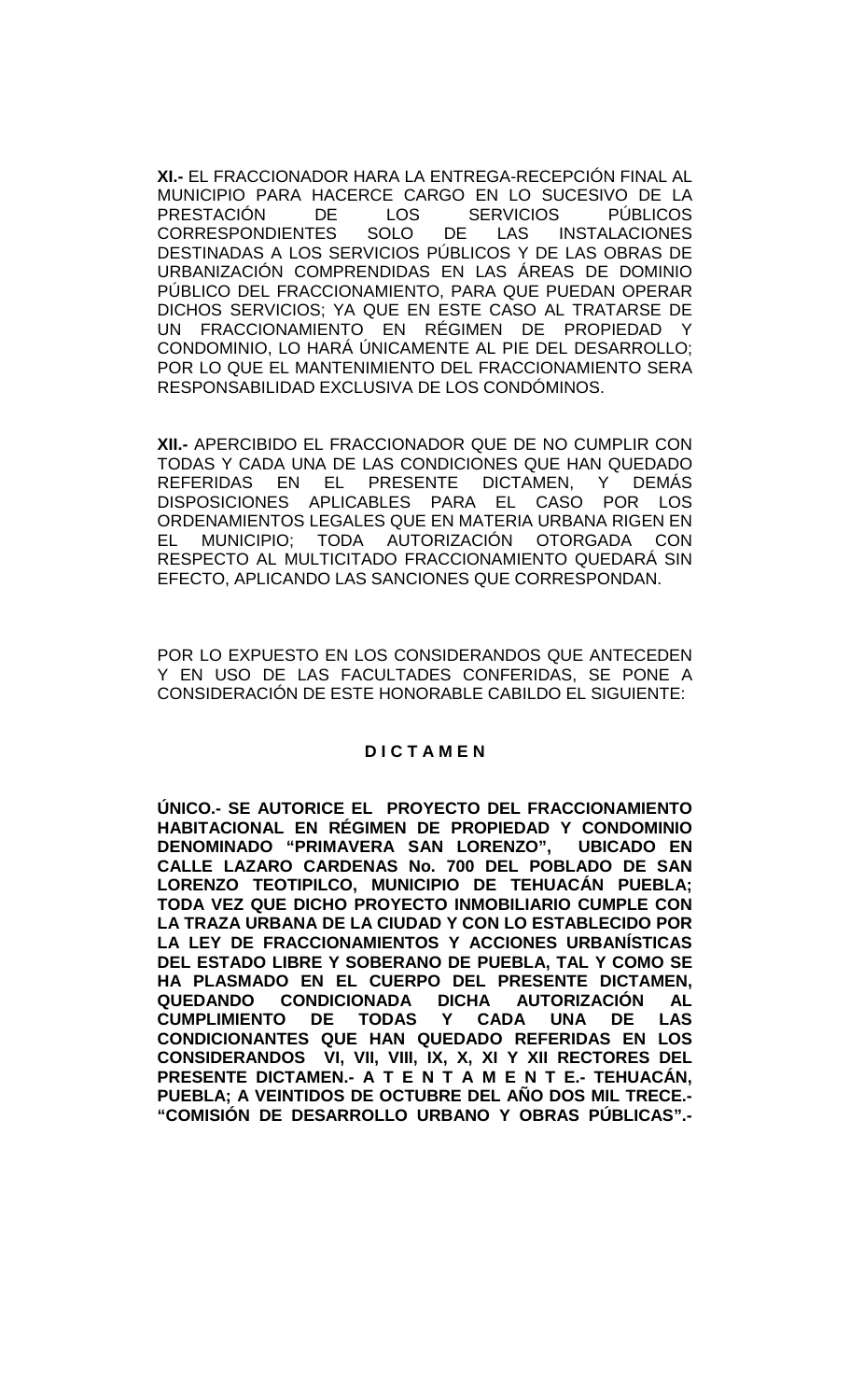**XI.-** EL FRACCIONADOR HARA LA ENTREGA-RECEPCIÓN FINAL AL MUNICIPIO PARA HACERCE CARGO EN LO SUCESIVO DE LA PRESTACIÓN DE LOS SERVICIOS PÚBLICOS CORRESPONDIENTES SOLO DE LAS INSTALACIONES DESTINADAS A LOS SERVICIOS PÚBLICOS Y DE LAS OBRAS DE URBANIZACIÓN COMPRENDIDAS EN LAS ÁREAS DE DOMINIO PÚBLICO DEL FRACCIONAMIENTO, PARA QUE PUEDAN OPERAR DICHOS SERVICIOS; YA QUE EN ESTE CASO AL TRATARSE DE UN FRACCIONAMIENTO EN RÉGIMEN DE PROPIEDAD Y CONDOMINIO, LO HARÁ ÚNICAMENTE AL PIE DEL DESARROLLO; POR LO QUE EL MANTENIMIENTO DEL FRACCIONAMIENTO SERA RESPONSABILIDAD EXCLUSIVA DE LOS CONDÓMINOS.

**XII.-** APERCIBIDO EL FRACCIONADOR QUE DE NO CUMPLIR CON TODAS Y CADA UNA DE LAS CONDICIONES QUE HAN QUEDADO REFERIDAS EN EL PRESENTE DICTAMEN, Y DEMÁS DISPOSICIONES APLICABLES PARA EL CASO POR LOS ORDENAMIENTOS LEGALES QUE EN MATERIA URBANA RIGEN EN EL MUNICIPIO; TODA AUTORIZACIÓN OTORGADA CON RESPECTO AL MULTICITADO FRACCIONAMIENTO QUEDARÁ SIN EFECTO, APLICANDO LAS SANCIONES QUE CORRESPONDAN.

POR LO EXPUESTO EN LOS CONSIDERANDOS QUE ANTECEDEN Y EN USO DE LAS FACULTADES CONFERIDAS, SE PONE A CONSIDERACIÓN DE ESTE HONORABLE CABILDO EL SIGUIENTE:

**D I C T A M E N**

**ÚNICO.- SE AUTORICE EL PROYECTO DEL FRACCIONAMIENTO HABITACIONAL EN RÉGIMEN DE PROPIEDAD Y CONDOMINIO DENOMINADO "PRIMAVERA SAN LORENZO", UBICADO EN CALLE LAZARO CARDENAS No. 700 DEL POBLADO DE SAN LORENZO TEOTIPILCO, MUNICIPIO DE TEHUACÁN PUEBLA; TODA VEZ QUE DICHO PROYECTO INMOBILIARIO CUMPLE CON LA TRAZA URBANA DE LA CIUDAD Y CON LO ESTABLECIDO POR LA LEY DE FRACCIONAMIENTOS Y ACCIONES URBANÍSTICAS DEL ESTADO LIBRE Y SOBERANO DE PUEBLA, TAL Y COMO SE HA PLASMADO EN EL CUERPO DEL PRESENTE DICTAMEN, QUEDANDO CONDICIONADA DICHA AUTORIZACIÓN AL CUMPLIMIENTO DE TODAS Y CADA UNA DE LAS CONDICIONANTES QUE HAN QUEDADO REFERIDAS EN LOS CONSIDERANDOS VI, VII, VIII, IX, X, XI Y XII RECTORES DEL PRESENTE DICTAMEN.- A T E N T A M E N T E.- TEHUACÁN, PUEBLA; A VEINTIDOS DE OCTUBRE DEL AÑO DOS MIL TRECE.- "COMISIÓN DE DESARROLLO URBANO Y OBRAS PÚBLICAS".-**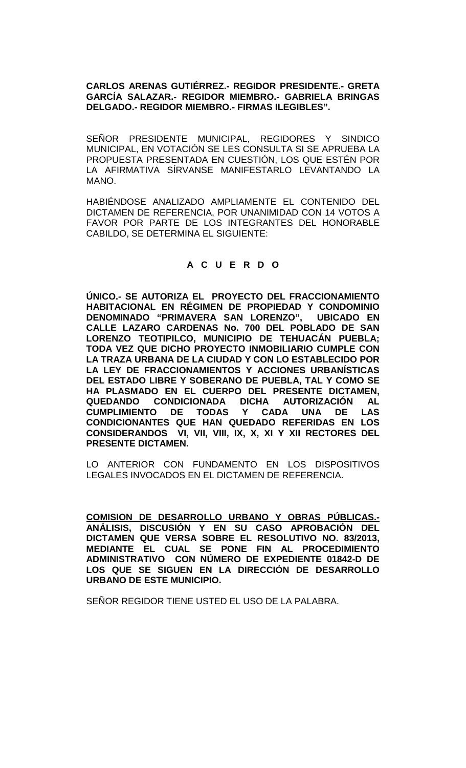**CARLOS ARENAS GUTIÉRREZ.- REGIDOR PRESIDENTE.- GRETA GARCÍA SALAZAR.- REGIDOR MIEMBRO.- GABRIELA BRINGAS DELGADO.- REGIDOR MIEMBRO.- FIRMAS ILEGIBLES".**

SEÑOR PRESIDENTE MUNICIPAL, REGIDORES Y SINDICO MUNICIPAL, EN VOTACIÓN SE LES CONSULTA SI SE APRUEBA LA PROPUESTA PRESENTADA EN CUESTIÓN, LOS QUE ESTÉN POR LA AFIRMATIVA SÍRVANSE MANIFESTARLO LEVANTANDO LA MANO.

HABIÉNDOSE ANALIZADO AMPLIAMENTE EL CONTENIDO DEL DICTAMEN DE REFERENCIA, POR UNANIMIDAD CON 14 VOTOS A FAVOR POR PARTE DE LOS INTEGRANTES DEL HONORABLE CABILDO, SE DETERMINA EL SIGUIENTE:

**A C U E R D O**

**ÚNICO.- SE AUTORIZA EL PROYECTO DEL FRACCIONAMIENTO HABITACIONAL EN RÉGIMEN DE PROPIEDAD Y CONDOMINIO DENOMINADO "PRIMAVERA SAN LORENZO", UBICADO EN CALLE LAZARO CARDENAS No. 700 DEL POBLADO DE SAN LORENZO TEOTIPILCO, MUNICIPIO DE TEHUACÁN PUEBLA; TODA VEZ QUE DICHO PROYECTO INMOBILIARIO CUMPLE CON LA TRAZA URBANA DE LA CIUDAD Y CON LO ESTABLECIDO POR LA LEY DE FRACCIONAMIENTOS Y ACCIONES URBANÍSTICAS DEL ESTADO LIBRE Y SOBERANO DE PUEBLA, TAL Y COMO SE HA PLASMADO EN EL CUERPO DEL PRESENTE DICTAMEN, QUEDANDO CONDICIONADA DICHA AUTORIZACIÓN AL CUMPLIMIENTO DE TODAS Y CADA UNA DE LAS CONDICIONANTES QUE HAN QUEDADO REFERIDAS EN LOS CONSIDERANDOS VI, VII, VIII, IX, X, XI Y XII RECTORES DEL PRESENTE DICTAMEN.**

LO ANTERIOR CON FUNDAMENTO EN LOS DISPOSITIVOS LEGALES INVOCADOS EN EL DICTAMEN DE REFERENCIA.

**COMISION DE DESARROLLO URBANO Y OBRAS PÚBLICAS.- ANÁLISIS, DISCUSIÓN Y EN SU CASO APROBACIÓN DEL DICTAMEN QUE VERSA SOBRE EL RESOLUTIVO NO. 83/2013, MEDIANTE EL CUAL SE PONE FIN AL PROCEDIMIENTO ADMINISTRATIVO CON NÚMERO DE EXPEDIENTE 01842-D DE LOS QUE SE SIGUEN EN LA DIRECCIÓN DE DESARROLLO URBANO DE ESTE MUNICIPIO.**

SEÑOR REGIDOR TIENE USTED EL USO DE LA PALABRA.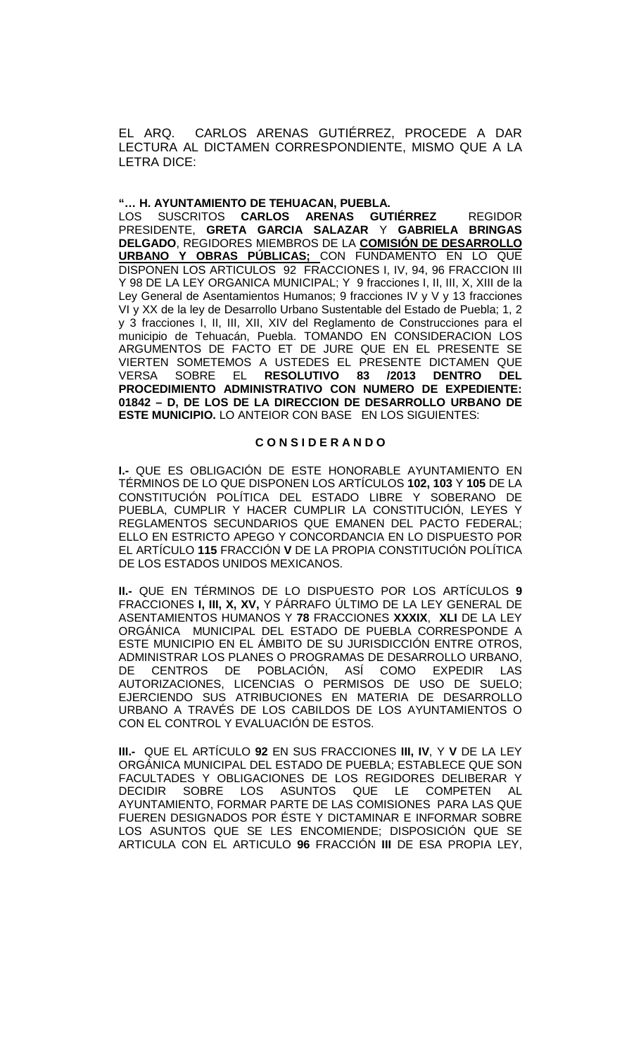EL ARQ. CARLOS ARENAS GUTIÉRREZ, PROCEDE A DAR LECTURA AL DICTAMEN CORRESPONDIENTE, MISMO QUE A LA LETRA DICE:

**"… H. AYUNTAMIENTO DE TEHUACAN, PUEBLA.**
LOS SUSCRITOS **CARLOS ARENAS GUTIÉRREZ** REGIDOR PRESIDENTE, **GRETA GARCIA SALAZAR** Y **GABRIELA BRINGAS DELGADO**, REGIDORES MIEMBROS DE LA **COMISIÓN DE DESARROLLO URBANO Y OBRAS PÚBLICAS;** CON FUNDAMENTO EN LO QUE DISPONEN LOS ARTICULOS 92 FRACCIONES I, IV, 94, 96 FRACCION III Y 98 DE LA LEY ORGANICA MUNICIPAL; Y 9 fracciones I, II, III, X, XIII de la Ley General de Asentamientos Humanos; 9 fracciones IV y V y 13 fracciones VI y XX de la ley de Desarrollo Urbano Sustentable del Estado de Puebla; 1, 2 y 3 fracciones I, II, III, XII, XIV del Reglamento de Construcciones para el municipio de Tehuacán, Puebla. TOMANDO EN CONSIDERACION LOS ARGUMENTOS DE FACTO ET DE JURE QUE EN EL PRESENTE SE VIERTEN SOMETEMOS A USTEDES EL PRESENTE DICTAMEN QUE VERSA SOBRE EL **RESOLUTIVO 83 /2013 DENTRO DEL PROCEDIMIENTO ADMINISTRATIVO CON NUMERO DE EXPEDIENTE: 01842 – D, DE LOS DE LA DIRECCION DE DESARROLLO URBANO DE ESTE MUNICIPIO.** LO ANTEIOR CON BASE EN LOS SIGUIENTES:

**C O N S I D E R A N D O**

**I.-** QUE ES OBLIGACIÓN DE ESTE HONORABLE AYUNTAMIENTO EN TÉRMINOS DE LO QUE DISPONEN LOS ARTÍCULOS **102, 103** Y **105** DE LA CONSTITUCIÓN POLÍTICA DEL ESTADO LIBRE Y SOBERANO DE PUEBLA, CUMPLIR Y HACER CUMPLIR LA CONSTITUCIÓN, LEYES Y REGLAMENTOS SECUNDARIOS QUE EMANEN DEL PACTO FEDERAL; ELLO EN ESTRICTO APEGO Y CONCORDANCIA EN LO DISPUESTO POR EL ARTÍCULO **115** FRACCIÓN **V** DE LA PROPIA CONSTITUCIÓN POLÍTICA DE LOS ESTADOS UNIDOS MEXICANOS.

**II.-** QUE EN TÉRMINOS DE LO DISPUESTO POR LOS ARTÍCULOS **9** FRACCIONES **I, III, X, XV,** Y PÁRRAFO ÚLTIMO DE LA LEY GENERAL DE ASENTAMIENTOS HUMANOS Y **78** FRACCIONES **XXXIX**, **XLI** DE LA LEY ORGÁNICA MUNICIPAL DEL ESTADO DE PUEBLA CORRESPONDE A ESTE MUNICIPIO EN EL ÁMBITO DE SU JURISDICCIÓN ENTRE OTROS, ADMINISTRAR LOS PLANES O PROGRAMAS DE DESARROLLO URBANO, DE CENTROS DE POBLACIÓN, ASÍ COMO EXPEDIR LAS AUTORIZACIONES, LICENCIAS O PERMISOS DE USO DE SUELO; EJERCIENDO SUS ATRIBUCIONES EN MATERIA DE DESARROLLO URBANO A TRAVÉS DE LOS CABILDOS DE LOS AYUNTAMIENTOS O CON EL CONTROL Y EVALUACIÓN DE ESTOS.

**III.-** QUE EL ARTÍCULO **92** EN SUS FRACCIONES **III, IV**, Y **V** DE LA LEY ORGÁNICA MUNICIPAL DEL ESTADO DE PUEBLA; ESTABLECE QUE SON FACULTADES Y OBLIGACIONES DE LOS REGIDORES DELIBERAR Y DECIDIR SOBRE LOS ASUNTOS QUE LE COMPETEN AL AYUNTAMIENTO, FORMAR PARTE DE LAS COMISIONES PARA LAS QUE FUEREN DESIGNADOS POR ÉSTE Y DICTAMINAR E INFORMAR SOBRE LOS ASUNTOS QUE SE LES ENCOMIENDE; DISPOSICIÓN QUE SE ARTICULA CON EL ARTICULO **96** FRACCIÓN **III** DE ESA PROPIA LEY,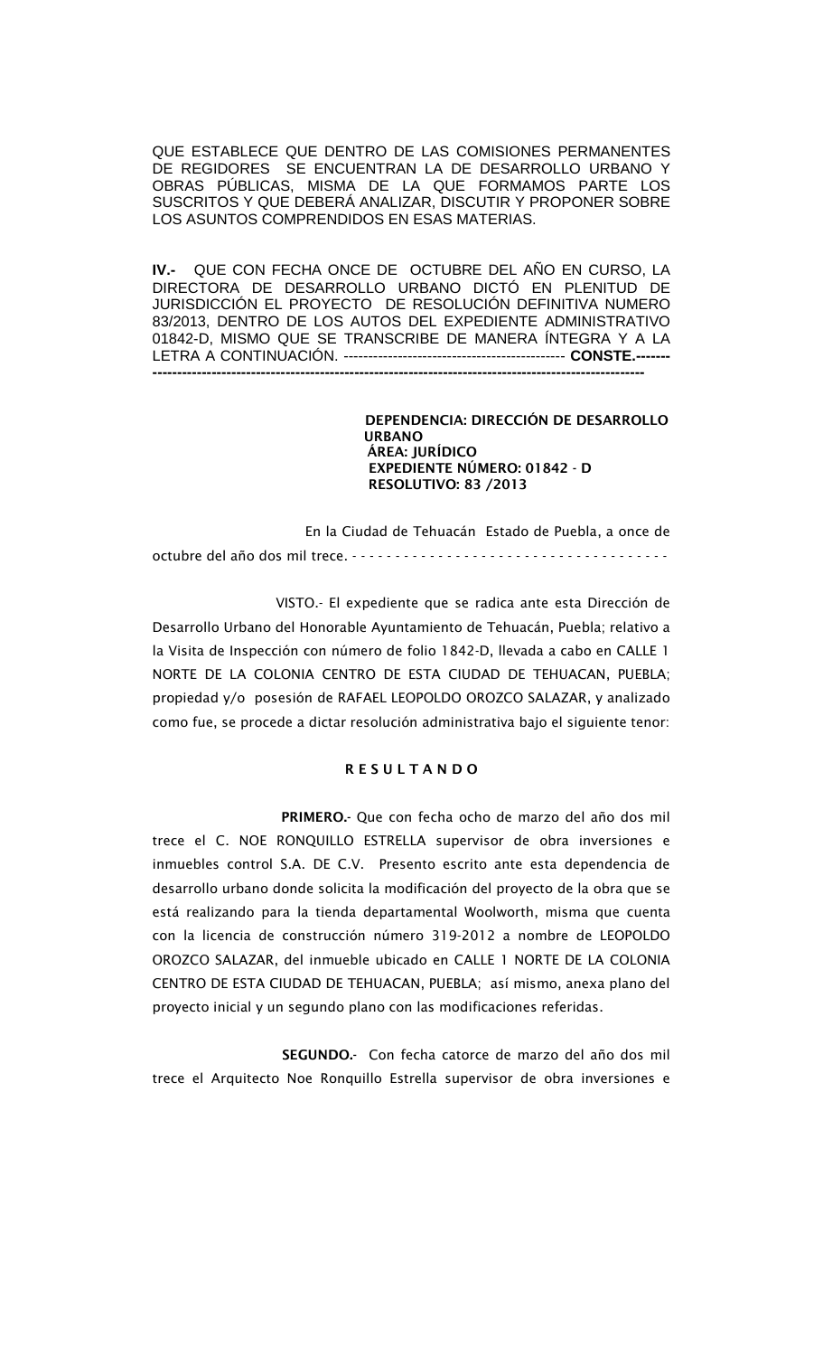QUE ESTABLECE QUE DENTRO DE LAS COMISIONES PERMANENTES DE REGIDORES SE ENCUENTRAN LA DE DESARROLLO URBANO Y OBRAS PÚBLICAS, MISMA DE LA QUE FORMAMOS PARTE LOS SUSCRITOS Y QUE DEBERÁ ANALIZAR, DISCUTIR Y PROPONER SOBRE LOS ASUNTOS COMPRENDIDOS EN ESAS MATERIAS.

**IV.-** QUE CON FECHA ONCE DE OCTUBRE DEL AÑO EN CURSO, LA DIRECTORA DE DESARROLLO URBANO DICTÓ EN PLENITUD DE JURISDICCIÓN EL PROYECTO DE RESOLUCIÓN DEFINITIVA NUMERO 83/2013, DENTRO DE LOS AUTOS DEL EXPEDIENTE ADMINISTRATIVO 01842-D, MISMO QUE SE TRANSCRIBE DE MANERA ÍNTEGRA Y A LA LETRA A CONTINUACIÓN. ------------------------------------------------ **CONSTE.------- ----------------------------------------------------------------------------------------------------**

**DEPENDENCIA: DIRECCIÓN DE DESARROLLO URBANO**
**ÁREA: JURÍDICO**
**EXPEDIENTE NÚMERO: 01842 - D**
**RESOLUTIVO: 83 /2013**

En la Ciudad de Tehuacán Estado de Puebla, a once de octubre del año dos mil trece. - - - - - - - - - - - - - - - - - - - - - - - - - - - - - - - - - - - - -

VISTO.- El expediente que se radica ante esta Dirección de Desarrollo Urbano del Honorable Ayuntamiento de Tehuacán, Puebla; relativo a la Visita de Inspección con número de folio 1842-D, llevada a cabo en CALLE 1 NORTE DE LA COLONIA CENTRO DE ESTA CIUDAD DE TEHUACAN, PUEBLA; propiedad y/o posesión de RAFAEL LEOPOLDO OROZCO SALAZAR, y analizado como fue, se procede a dictar resolución administrativa bajo el siguiente tenor:

**R E S U L T A N D O**

**PRIMERO.**- Que con fecha ocho de marzo del año dos mil trece el C. NOE RONQUILLO ESTRELLA supervisor de obra inversiones e inmuebles control S.A. DE C.V. Presento escrito ante esta dependencia de desarrollo urbano donde solicita la modificación del proyecto de la obra que se está realizando para la tienda departamental Woolworth, misma que cuenta con la licencia de construcción número 319-2012 a nombre de LEOPOLDO OROZCO SALAZAR, del inmueble ubicado en CALLE 1 NORTE DE LA COLONIA CENTRO DE ESTA CIUDAD DE TEHUACAN, PUEBLA; así mismo, anexa plano del proyecto inicial y un segundo plano con las modificaciones referidas.

**SEGUNDO.**- Con fecha catorce de marzo del año dos mil trece el Arquitecto Noe Ronquillo Estrella supervisor de obra inversiones e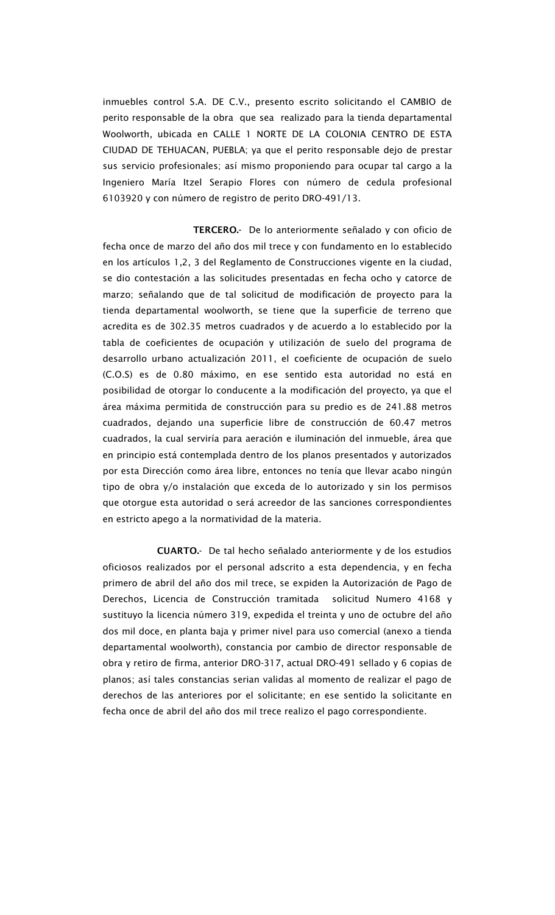inmuebles control S.A. DE C.V., presento escrito solicitando el CAMBIO de perito responsable de la obra que sea realizado para la tienda departamental Woolworth, ubicada en CALLE 1 NORTE DE LA COLONIA CENTRO DE ESTA CIUDAD DE TEHUACAN, PUEBLA; ya que el perito responsable dejo de prestar sus servicio profesionales; así mismo proponiendo para ocupar tal cargo a la Ingeniero María Itzel Serapio Flores con número de cedula profesional 6103920 y con número de registro de perito DRO-491/13.

**TERCERO.-** De lo anteriormente señalado y con oficio de fecha once de marzo del año dos mil trece y con fundamento en lo establecido en los artículos 1,2, 3 del Reglamento de Construcciones vigente en la ciudad, se dio contestación a las solicitudes presentadas en fecha ocho y catorce de marzo; señalando que de tal solicitud de modificación de proyecto para la tienda departamental woolworth, se tiene que la superficie de terreno que acredita es de 302.35 metros cuadrados y de acuerdo a lo establecido por la tabla de coeficientes de ocupación y utilización de suelo del programa de desarrollo urbano actualización 2011, el coeficiente de ocupación de suelo (C.O.S) es de 0.80 máximo, en ese sentido esta autoridad no está en posibilidad de otorgar lo conducente a la modificación del proyecto, ya que el área máxima permitida de construcción para su predio es de 241.88 metros cuadrados, dejando una superficie libre de construcción de 60.47 metros cuadrados, la cual serviría para aeración e iluminación del inmueble, área que en principio está contemplada dentro de los planos presentados y autorizados por esta Dirección como área libre, entonces no tenía que llevar acabo ningún tipo de obra y/o instalación que exceda de lo autorizado y sin los permisos que otorgue esta autoridad o será acreedor de las sanciones correspondientes en estricto apego a la normatividad de la materia.

**CUARTO.-** De tal hecho señalado anteriormente y de los estudios oficiosos realizados por el personal adscrito a esta dependencia, y en fecha primero de abril del año dos mil trece, se expiden la Autorización de Pago de Derechos, Licencia de Construcción tramitada solicitud Numero 4168 y sustituyo la licencia número 319, expedida el treinta y uno de octubre del año dos mil doce, en planta baja y primer nivel para uso comercial (anexo a tienda departamental woolworth), constancia por cambio de director responsable de obra y retiro de firma, anterior DRO-317, actual DRO-491 sellado y 6 copias de planos; así tales constancias serian validas al momento de realizar el pago de derechos de las anteriores por el solicitante; en ese sentido la solicitante en fecha once de abril del año dos mil trece realizo el pago correspondiente.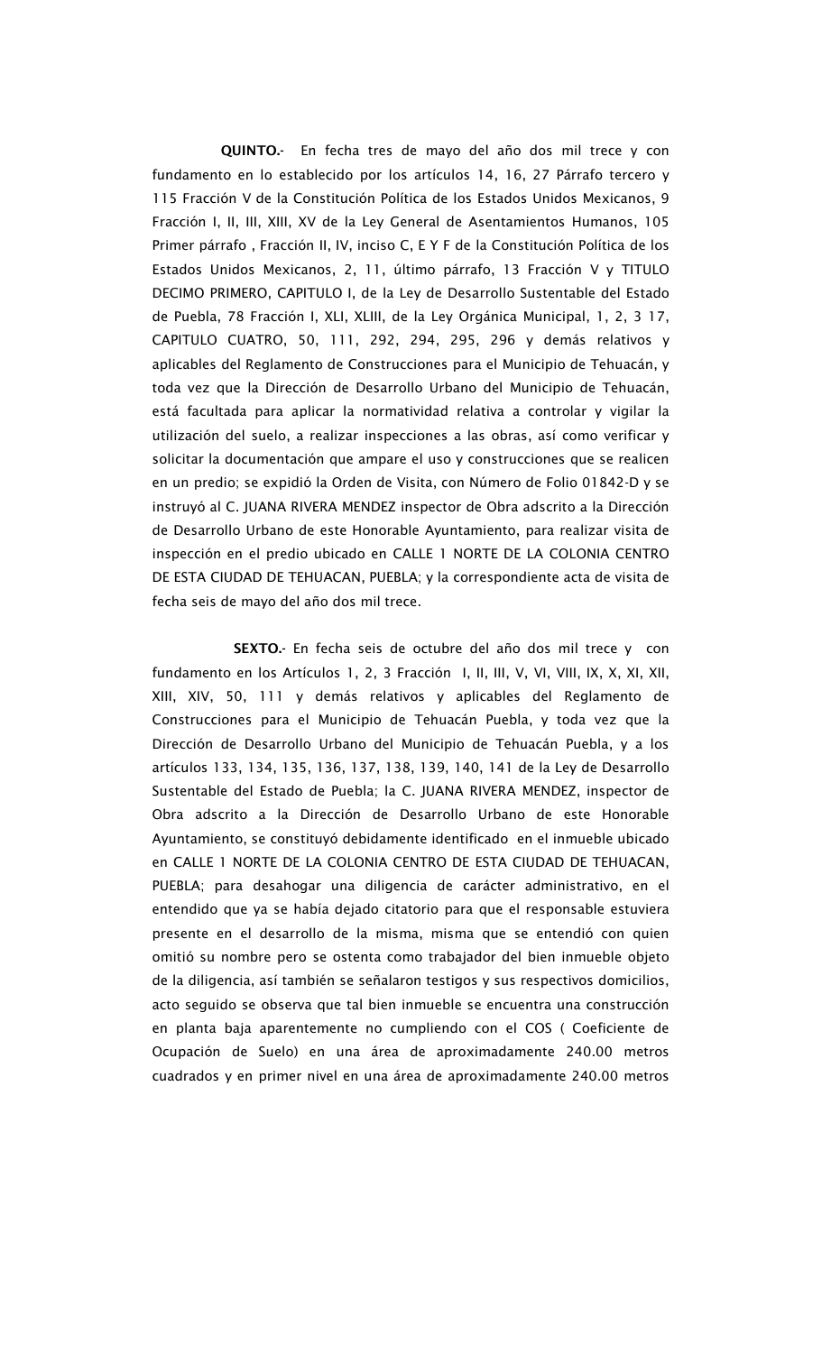**QUINTO.-** En fecha tres de mayo del año dos mil trece y con fundamento en lo establecido por los artículos 14, 16, 27 Párrafo tercero y 115 Fracción V de la Constitución Política de los Estados Unidos Mexicanos, 9 Fracción I, II, III, XIII, XV de la Ley General de Asentamientos Humanos, 105 Primer párrafo , Fracción II, IV, inciso C, E Y F de la Constitución Política de los Estados Unidos Mexicanos, 2, 11, último párrafo, 13 Fracción V y TITULO DECIMO PRIMERO, CAPITULO I, de la Ley de Desarrollo Sustentable del Estado de Puebla, 78 Fracción I, XLI, XLIII, de la Ley Orgánica Municipal, 1, 2, 3 17, CAPITULO CUATRO, 50, 111, 292, 294, 295, 296 y demás relativos y aplicables del Reglamento de Construcciones para el Municipio de Tehuacán, y toda vez que la Dirección de Desarrollo Urbano del Municipio de Tehuacán, está facultada para aplicar la normatividad relativa a controlar y vigilar la utilización del suelo, a realizar inspecciones a las obras, así como verificar y solicitar la documentación que ampare el uso y construcciones que se realicen en un predio; se expidió la Orden de Visita, con Número de Folio 01842-D y se instruyó al C. JUANA RIVERA MENDEZ inspector de Obra adscrito a la Dirección de Desarrollo Urbano de este Honorable Ayuntamiento, para realizar visita de inspección en el predio ubicado en CALLE 1 NORTE DE LA COLONIA CENTRO DE ESTA CIUDAD DE TEHUACAN, PUEBLA; y la correspondiente acta de visita de fecha seis de mayo del año dos mil trece.

**SEXTO.-** En fecha seis de octubre del año dos mil trece y con fundamento en los Artículos 1, 2, 3 Fracción I, II, III, V, VI, VIII, IX, X, XI, XII, XIII, XIV, 50, 111 y demás relativos y aplicables del Reglamento de Construcciones para el Municipio de Tehuacán Puebla, y toda vez que la Dirección de Desarrollo Urbano del Municipio de Tehuacán Puebla, y a los artículos 133, 134, 135, 136, 137, 138, 139, 140, 141 de la Ley de Desarrollo Sustentable del Estado de Puebla; la C. JUANA RIVERA MENDEZ, inspector de Obra adscrito a la Dirección de Desarrollo Urbano de este Honorable Ayuntamiento, se constituyó debidamente identificado en el inmueble ubicado en CALLE 1 NORTE DE LA COLONIA CENTRO DE ESTA CIUDAD DE TEHUACAN, PUEBLA; para desahogar una diligencia de carácter administrativo, en el entendido que ya se había dejado citatorio para que el responsable estuviera presente en el desarrollo de la misma, misma que se entendió con quien omitió su nombre pero se ostenta como trabajador del bien inmueble objeto de la diligencia, así también se señalaron testigos y sus respectivos domicilios, acto seguido se observa que tal bien inmueble se encuentra una construcción en planta baja aparentemente no cumpliendo con el COS ( Coeficiente de Ocupación de Suelo) en una área de aproximadamente 240.00 metros cuadrados y en primer nivel en una área de aproximadamente 240.00 metros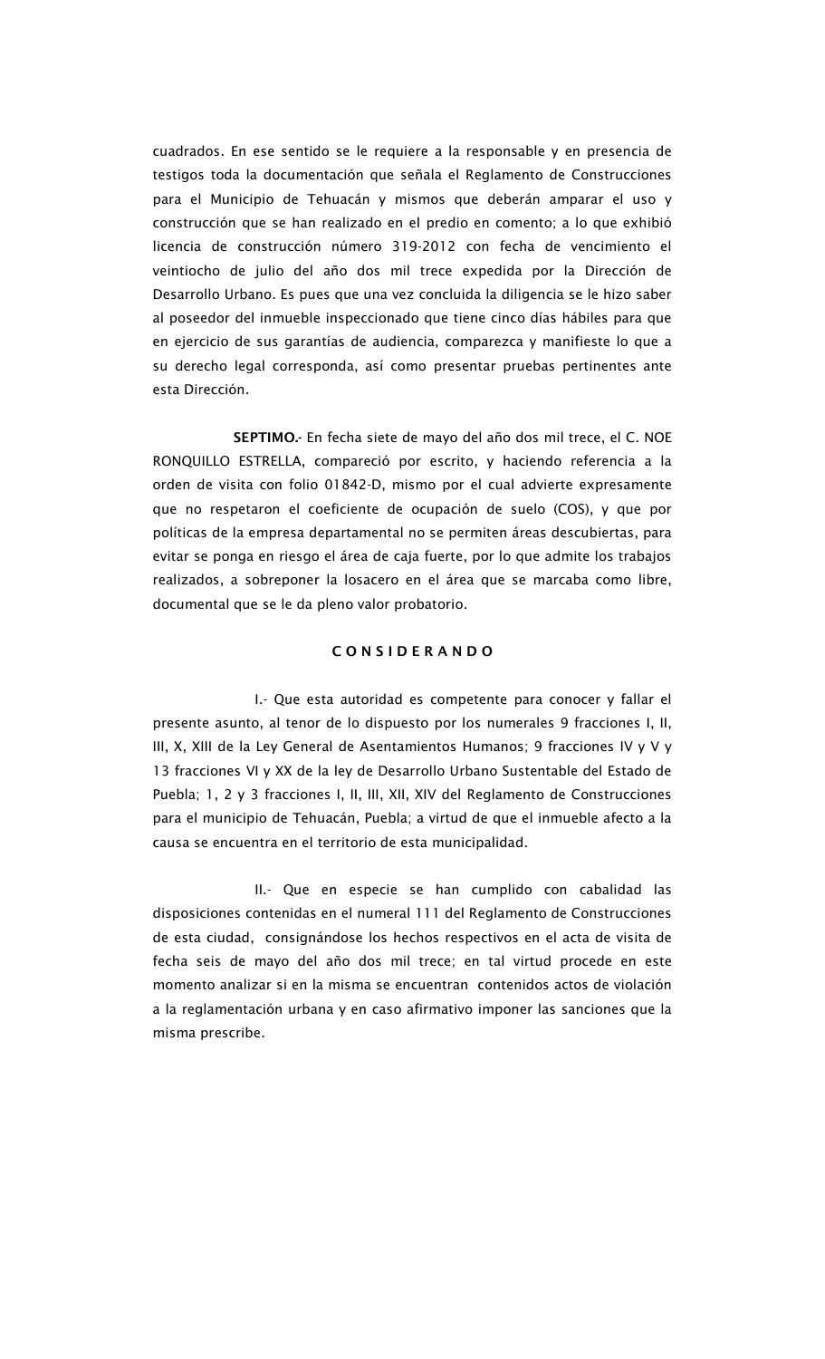cuadrados. En ese sentido se le requiere a la responsable y en presencia de testigos toda la documentación que señala el Reglamento de Construcciones para el Municipio de Tehuacán y mismos que deberán amparar el uso y construcción que se han realizado en el predio en comento; a lo que exhibió licencia de construcción número 319-2012 con fecha de vencimiento el veintiocho de julio del año dos mil trece expedida por la Dirección de Desarrollo Urbano. Es pues que una vez concluida la diligencia se le hizo saber al poseedor del inmueble inspeccionado que tiene cinco días hábiles para que en ejercicio de sus garantías de audiencia, comparezca y manifieste lo que a su derecho legal corresponda, así como presentar pruebas pertinentes ante esta Dirección.

**SEPTIMO.-** En fecha siete de mayo del año dos mil trece, el C. NOE RONQUILLO ESTRELLA, compareció por escrito, y haciendo referencia a la orden de visita con folio 01842-D, mismo por el cual advierte expresamente que no respetaron el coeficiente de ocupación de suelo (COS), y que por políticas de la empresa departamental no se permiten áreas descubiertas, para evitar se ponga en riesgo el área de caja fuerte, por lo que admite los trabajos realizados, a sobreponer la losacero en el área que se marcaba como libre, documental que se le da pleno valor probatorio.

**C O N S I D E R A N D O**

I.- Que esta autoridad es competente para conocer y fallar el presente asunto, al tenor de lo dispuesto por los numerales 9 fracciones I, II, III, X, XIII de la Ley General de Asentamientos Humanos; 9 fracciones IV y V y 13 fracciones VI y XX de la ley de Desarrollo Urbano Sustentable del Estado de Puebla; 1, 2 y 3 fracciones I, II, III, XII, XIV del Reglamento de Construcciones para el municipio de Tehuacán, Puebla; a virtud de que el inmueble afecto a la causa se encuentra en el territorio de esta municipalidad.

II.- Que en especie se han cumplido con cabalidad las disposiciones contenidas en el numeral 111 del Reglamento de Construcciones de esta ciudad, consignándose los hechos respectivos en el acta de visita de fecha seis de mayo del año dos mil trece; en tal virtud procede en este momento analizar si en la misma se encuentran contenidos actos de violación a la reglamentación urbana y en caso afirmativo imponer las sanciones que la misma prescribe.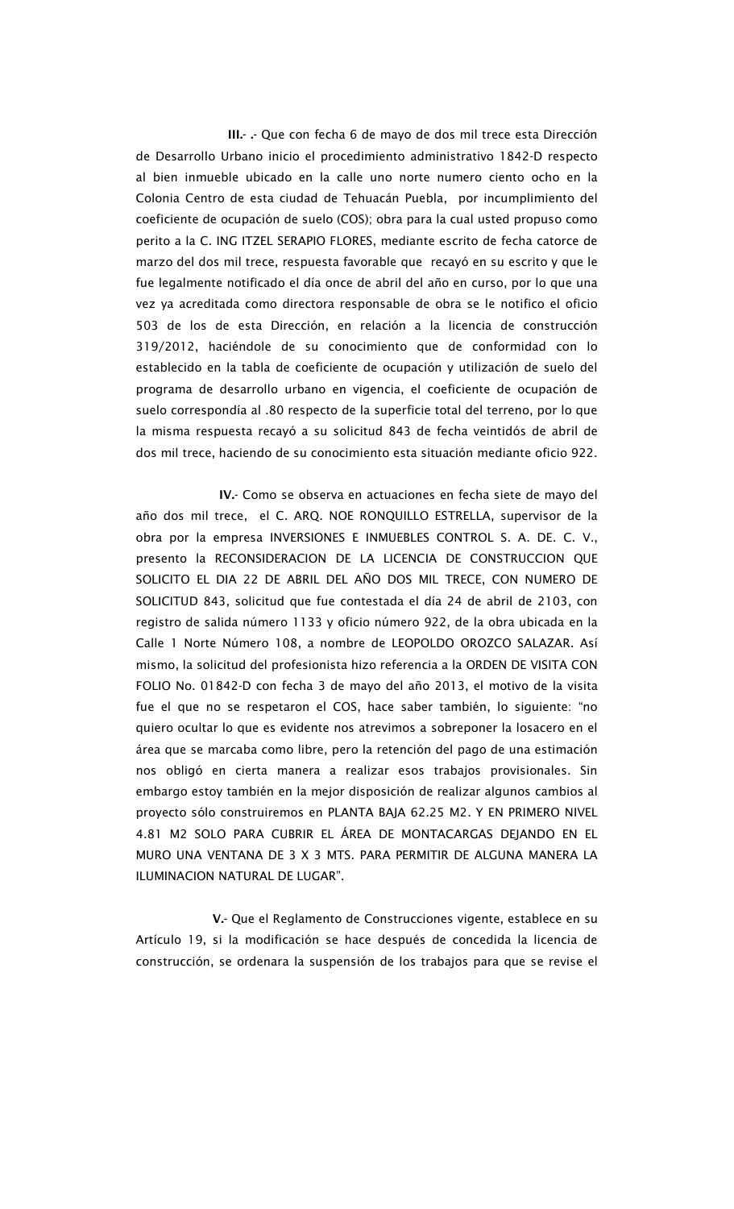**III.- .-** Que con fecha 6 de mayo de dos mil trece esta Dirección de Desarrollo Urbano inicio el procedimiento administrativo 1842-D respecto al bien inmueble ubicado en la calle uno norte numero ciento ocho en la Colonia Centro de esta ciudad de Tehuacán Puebla, por incumplimiento del coeficiente de ocupación de suelo (COS); obra para la cual usted propuso como perito a la C. ING ITZEL SERAPIO FLORES, mediante escrito de fecha catorce de marzo del dos mil trece, respuesta favorable que recayó en su escrito y que le fue legalmente notificado el día once de abril del año en curso, por lo que una vez ya acreditada como directora responsable de obra se le notifico el oficio 503 de los de esta Dirección, en relación a la licencia de construcción 319/2012, haciéndole de su conocimiento que de conformidad con lo establecido en la tabla de coeficiente de ocupación y utilización de suelo del programa de desarrollo urbano en vigencia, el coeficiente de ocupación de suelo correspondía al .80 respecto de la superficie total del terreno, por lo que la misma respuesta recayó a su solicitud 843 de fecha veintidós de abril de dos mil trece, haciendo de su conocimiento esta situación mediante oficio 922.

**IV.-** Como se observa en actuaciones en fecha siete de mayo del año dos mil trece, el C. ARQ. NOE RONQUILLO ESTRELLA, supervisor de la obra por la empresa INVERSIONES E INMUEBLES CONTROL S. A. DE. C. V., presento la RECONSIDERACION DE LA LICENCIA DE CONSTRUCCION QUE SOLICITO EL DIA 22 DE ABRIL DEL AÑO DOS MIL TRECE, CON NUMERO DE SOLICITUD 843, solicitud que fue contestada el día 24 de abril de 2103, con registro de salida número 1133 y oficio número 922, de la obra ubicada en la Calle 1 Norte Número 108, a nombre de LEOPOLDO OROZCO SALAZAR. Así mismo, la solicitud del profesionista hizo referencia a la ORDEN DE VISITA CON FOLIO No. 01842-D con fecha 3 de mayo del año 2013, el motivo de la visita fue el que no se respetaron el COS, hace saber también, lo siguiente: "no quiero ocultar lo que es evidente nos atrevimos a sobreponer la losacero en el área que se marcaba como libre, pero la retención del pago de una estimación nos obligó en cierta manera a realizar esos trabajos provisionales. Sin embargo estoy también en la mejor disposición de realizar algunos cambios al proyecto sólo construiremos en PLANTA BAJA 62.25 M2. Y EN PRIMERO NIVEL 4.81 M2 SOLO PARA CUBRIR EL ÁREA DE MONTACARGAS DEJANDO EN EL MURO UNA VENTANA DE 3 X 3 MTS. PARA PERMITIR DE ALGUNA MANERA LA ILUMINACION NATURAL DE LUGAR".

**V.-** Que el Reglamento de Construcciones vigente, establece en su Artículo 19, si la modificación se hace después de concedida la licencia de construcción, se ordenara la suspensión de los trabajos para que se revise el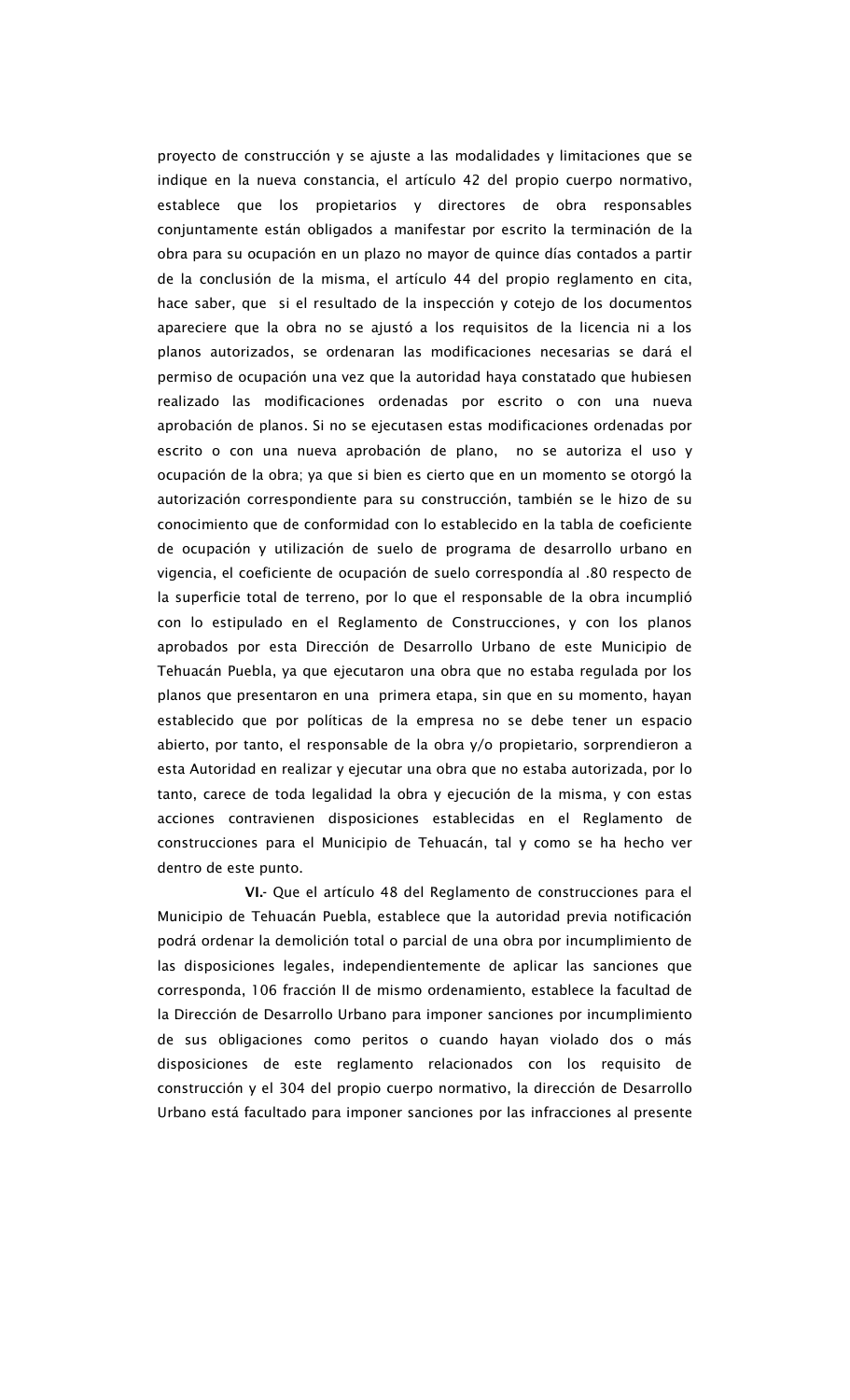proyecto de construcción y se ajuste a las modalidades y limitaciones que se indique en la nueva constancia, el artículo 42 del propio cuerpo normativo, establece que los propietarios y directores de obra responsables conjuntamente están obligados a manifestar por escrito la terminación de la obra para su ocupación en un plazo no mayor de quince días contados a partir de la conclusión de la misma, el artículo 44 del propio reglamento en cita, hace saber, que si el resultado de la inspección y cotejo de los documentos apareciere que la obra no se ajustó a los requisitos de la licencia ni a los planos autorizados, se ordenaran las modificaciones necesarias se dará el permiso de ocupación una vez que la autoridad haya constatado que hubiesen realizado las modificaciones ordenadas por escrito o con una nueva aprobación de planos. Si no se ejecutasen estas modificaciones ordenadas por escrito o con una nueva aprobación de plano, no se autoriza el uso y ocupación de la obra; ya que si bien es cierto que en un momento se otorgó la autorización correspondiente para su construcción, también se le hizo de su conocimiento que de conformidad con lo establecido en la tabla de coeficiente de ocupación y utilización de suelo de programa de desarrollo urbano en vigencia, el coeficiente de ocupación de suelo correspondía al .80 respecto de la superficie total de terreno, por lo que el responsable de la obra incumplió con lo estipulado en el Reglamento de Construcciones, y con los planos aprobados por esta Dirección de Desarrollo Urbano de este Municipio de Tehuacán Puebla, ya que ejecutaron una obra que no estaba regulada por los planos que presentaron en una primera etapa, sin que en su momento, hayan establecido que por políticas de la empresa no se debe tener un espacio abierto, por tanto, el responsable de la obra y/o propietario, sorprendieron a esta Autoridad en realizar y ejecutar una obra que no estaba autorizada, por lo tanto, carece de toda legalidad la obra y ejecución de la misma, y con estas acciones contravienen disposiciones establecidas en el Reglamento de construcciones para el Municipio de Tehuacán, tal y como se ha hecho ver dentro de este punto.

**VI.**- Que el artículo 48 del Reglamento de construcciones para el Municipio de Tehuacán Puebla, establece que la autoridad previa notificación podrá ordenar la demolición total o parcial de una obra por incumplimiento de las disposiciones legales, independientemente de aplicar las sanciones que corresponda, 106 fracción II de mismo ordenamiento, establece la facultad de la Dirección de Desarrollo Urbano para imponer sanciones por incumplimiento de sus obligaciones como peritos o cuando hayan violado dos o más disposiciones de este reglamento relacionados con los requisito de construcción y el 304 del propio cuerpo normativo, la dirección de Desarrollo Urbano está facultado para imponer sanciones por las infracciones al presente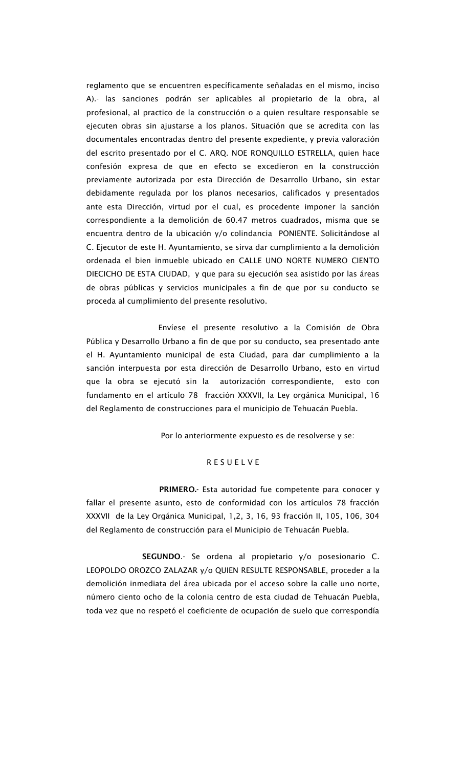reglamento que se encuentren específicamente señaladas en el mismo, inciso A).- las sanciones podrán ser aplicables al propietario de la obra, al profesional, al practico de la construcción o a quien resultare responsable se ejecuten obras sin ajustarse a los planos. Situación que se acredita con las documentales encontradas dentro del presente expediente, y previa valoración del escrito presentado por el C. ARQ. NOE RONQUILLO ESTRELLA, quien hace confesión expresa de que en efecto se excedieron en la construcción previamente autorizada por esta Dirección de Desarrollo Urbano, sin estar debidamente regulada por los planos necesarios, calificados y presentados ante esta Dirección, virtud por el cual, es procedente imponer la sanción correspondiente a la demolición de 60.47 metros cuadrados, misma que se encuentra dentro de la ubicación y/o colindancia PONIENTE. Solicitándose al C. Ejecutor de este H. Ayuntamiento, se sirva dar cumplimiento a la demolición ordenada el bien inmueble ubicado en CALLE UNO NORTE NUMERO CIENTO DIECICHO DE ESTA CIUDAD, y que para su ejecución sea asistido por las áreas de obras públicas y servicios municipales a fin de que por su conducto se proceda al cumplimiento del presente resolutivo.

Envíese el presente resolutivo a la Comisión de Obra Pública y Desarrollo Urbano a fin de que por su conducto, sea presentado ante el H. Ayuntamiento municipal de esta Ciudad, para dar cumplimiento a la sanción interpuesta por esta dirección de Desarrollo Urbano, esto en virtud que la obra se ejecutó sin la autorización correspondiente, esto con fundamento en el artículo 78 fracción XXXVII, la Ley orgánica Municipal, 16 del Reglamento de construcciones para el municipio de Tehuacán Puebla.

Por lo anteriormente expuesto es de resolverse y se:

R E S U E L V E

**PRIMERO.**- Esta autoridad fue competente para conocer y fallar el presente asunto, esto de conformidad con los artículos 78 fracción XXXVII de la Ley Orgánica Municipal, 1,2, 3, 16, 93 fracción II, 105, 106, 304 del Reglamento de construcción para el Municipio de Tehuacán Puebla.

**SEGUNDO**.- Se ordena al propietario y/o posesionario C. LEOPOLDO OROZCO ZALAZAR y/o QUIEN RESULTE RESPONSABLE, proceder a la demolición inmediata del área ubicada por el acceso sobre la calle uno norte, número ciento ocho de la colonia centro de esta ciudad de Tehuacán Puebla, toda vez que no respetó el coeficiente de ocupación de suelo que correspondía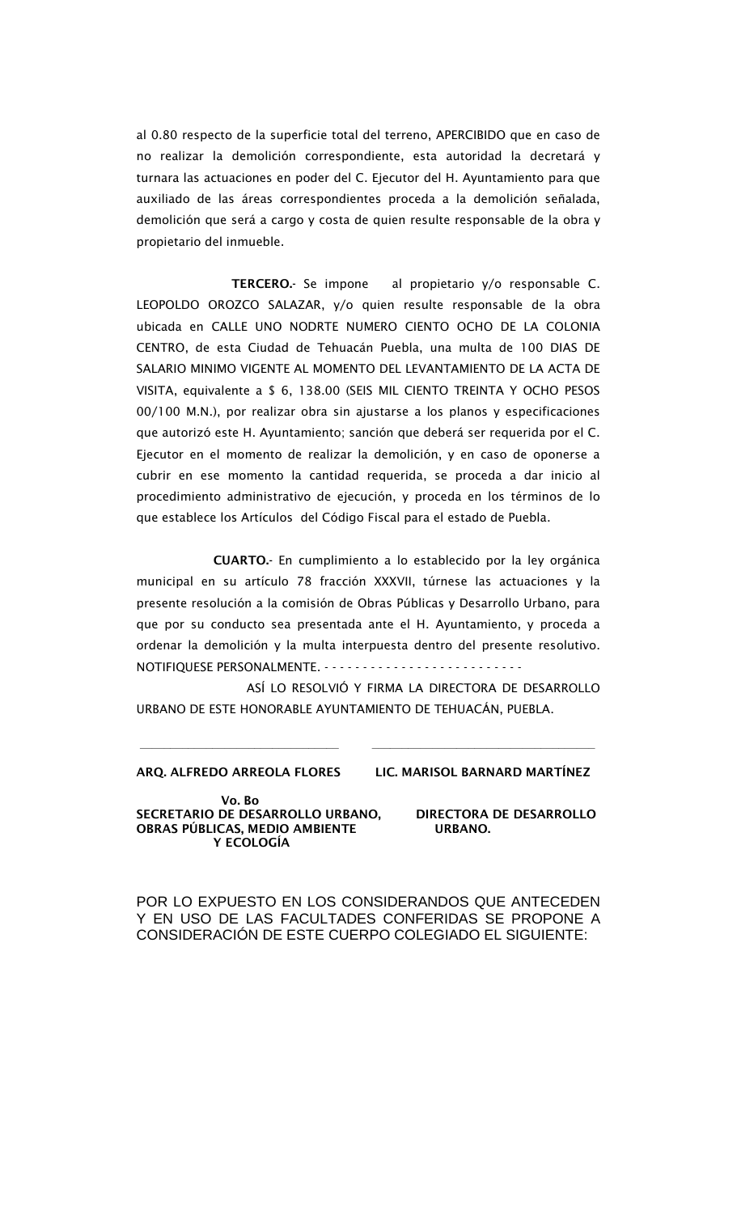al 0.80 respecto de la superficie total del terreno, APERCIBIDO que en caso de no realizar la demolición correspondiente, esta autoridad la decretará y turnara las actuaciones en poder del C. Ejecutor del H. Ayuntamiento para que auxiliado de las áreas correspondientes proceda a la demolición señalada, demolición que será a cargo y costa de quien resulte responsable de la obra y propietario del inmueble.

**TERCERO.**- Se impone al propietario y/o responsable C. LEOPOLDO OROZCO SALAZAR, y/o quien resulte responsable de la obra ubicada en CALLE UNO NODRTE NUMERO CIENTO OCHO DE LA COLONIA CENTRO, de esta Ciudad de Tehuacán Puebla, una multa de 100 DIAS DE SALARIO MINIMO VIGENTE AL MOMENTO DEL LEVANTAMIENTO DE LA ACTA DE VISITA, equivalente a $ 6, 138.00 (SEIS MIL CIENTO TREINTA Y OCHO PESOS 00/100 M.N.), por realizar obra sin ajustarse a los planos y especificaciones que autorizó este H. Ayuntamiento; sanción que deberá ser requerida por el C. Ejecutor en el momento de realizar la demolición, y en caso de oponerse a cubrir en ese momento la cantidad requerida, se proceda a dar inicio al procedimiento administrativo de ejecución, y proceda en los términos de lo que establece los Artículos del Código Fiscal para el estado de Puebla.

**CUARTO.**- En cumplimiento a lo establecido por la ley orgánica municipal en su artículo 78 fracción XXXVII, túrnese las actuaciones y la presente resolución a la comisión de Obras Públicas y Desarrollo Urbano, para que por su conducto sea presentada ante el H. Ayuntamiento, y proceda a ordenar la demolición y la multa interpuesta dentro del presente resolutivo. NOTIFIQUESE PERSONALMENTE. - - - - - - - - - - - - - - - - - - - - - - - - -

ASÍ LO RESOLVIÓ Y FIRMA LA DIRECTORA DE DESARROLLO URBANO DE ESTE HONORABLE AYUNTAMIENTO DE TEHUACÁN, PUEBLA.

| **ARQ. ALFREDO ARREOLA FLORES** | **LIC. MARISOL BARNARD MARTÍNEZ** |
|---|---|
| **Vo. Bo SECRETARIO DE DESARROLLO URBANO, OBRAS PÚBLICAS, MEDIO AMBIENTE Y ECOLOGÍA** | **DIRECTORA DE DESARROLLO URBANO.** |

POR LO EXPUESTO EN LOS CONSIDERANDOS QUE ANTECEDEN Y EN USO DE LAS FACULTADES CONFERIDAS SE PROPONE A CONSIDERACIÓN DE ESTE CUERPO COLEGIADO EL SIGUIENTE: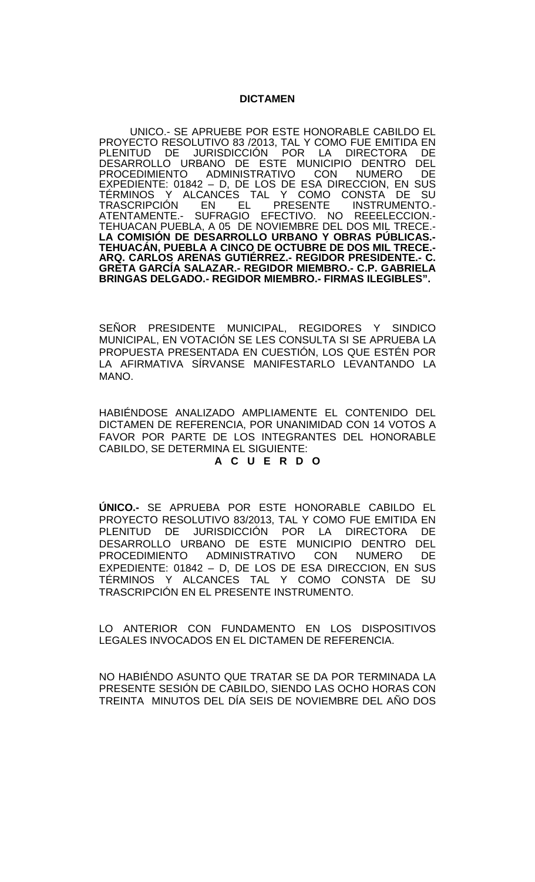**DICTAMEN**

UNICO.- SE APRUEBE POR ESTE HONORABLE CABILDO EL PROYECTO RESOLUTIVO 83 /2013, TAL Y COMO FUE EMITIDA EN PLENITUD DE JURISDICCIÓN POR LA DIRECTORA DE DESARROLLO URBANO DE ESTE MUNICIPIO DENTRO DEL PROCEDIMIENTO ADMINISTRATIVO CON NUMERO DE EXPEDIENTE: 01842 – D, DE LOS DE ESA DIRECCION, EN SUS TÉRMINOS Y ALCANCES TAL Y COMO CONSTA DE SU TRASCRIPCIÓN EN EL PRESENTE INSTRUMENTO.- ATENTAMENTE.- SUFRAGIO EFECTIVO. NO REEELECCION.- TEHUACAN PUEBLA, A 05 DE NOVIEMBRE DEL DOS MIL TRECE.- **LA COMISIÓN DE DESARROLLO URBANO Y OBRAS PÚBLICAS.- TEHUACÁN, PUEBLA A CINCO DE OCTUBRE DE DOS MIL TRECE.- ARQ. CARLOS ARENAS GUTIÉRREZ.- REGIDOR PRESIDENTE.- C. GRETA GARCÍA SALAZAR.- REGIDOR MIEMBRO.- C.P. GABRIELA BRINGAS DELGADO.- REGIDOR MIEMBRO.- FIRMAS ILEGIBLES".**

SEÑOR PRESIDENTE MUNICIPAL, REGIDORES Y SINDICO MUNICIPAL, EN VOTACIÓN SE LES CONSULTA SI SE APRUEBA LA PROPUESTA PRESENTADA EN CUESTIÓN, LOS QUE ESTÉN POR LA AFIRMATIVA SÍRVANSE MANIFESTARLO LEVANTANDO LA MANO.

HABIÉNDOSE ANALIZADO AMPLIAMENTE EL CONTENIDO DEL DICTAMEN DE REFERENCIA, POR UNANIMIDAD CON 14 VOTOS A FAVOR POR PARTE DE LOS INTEGRANTES DEL HONORABLE CABILDO, SE DETERMINA EL SIGUIENTE:

**A C U E R D O**

**ÚNICO.-** SE APRUEBA POR ESTE HONORABLE CABILDO EL PROYECTO RESOLUTIVO 83/2013, TAL Y COMO FUE EMITIDA EN PLENITUD DE JURISDICCIÓN POR LA DIRECTORA DE DESARROLLO URBANO DE ESTE MUNICIPIO DENTRO DEL PROCEDIMIENTO ADMINISTRATIVO CON NUMERO DE EXPEDIENTE: 01842 – D, DE LOS DE ESA DIRECCION, EN SUS TÉRMINOS Y ALCANCES TAL Y COMO CONSTA DE SU TRASCRIPCIÓN EN EL PRESENTE INSTRUMENTO.

LO ANTERIOR CON FUNDAMENTO EN LOS DISPOSITIVOS LEGALES INVOCADOS EN EL DICTAMEN DE REFERENCIA.

NO HABIÉNDO ASUNTO QUE TRATAR SE DA POR TERMINADA LA PRESENTE SESIÓN DE CABILDO, SIENDO LAS OCHO HORAS CON TREINTA MINUTOS DEL DÍA SEIS DE NOVIEMBRE DEL AÑO DOS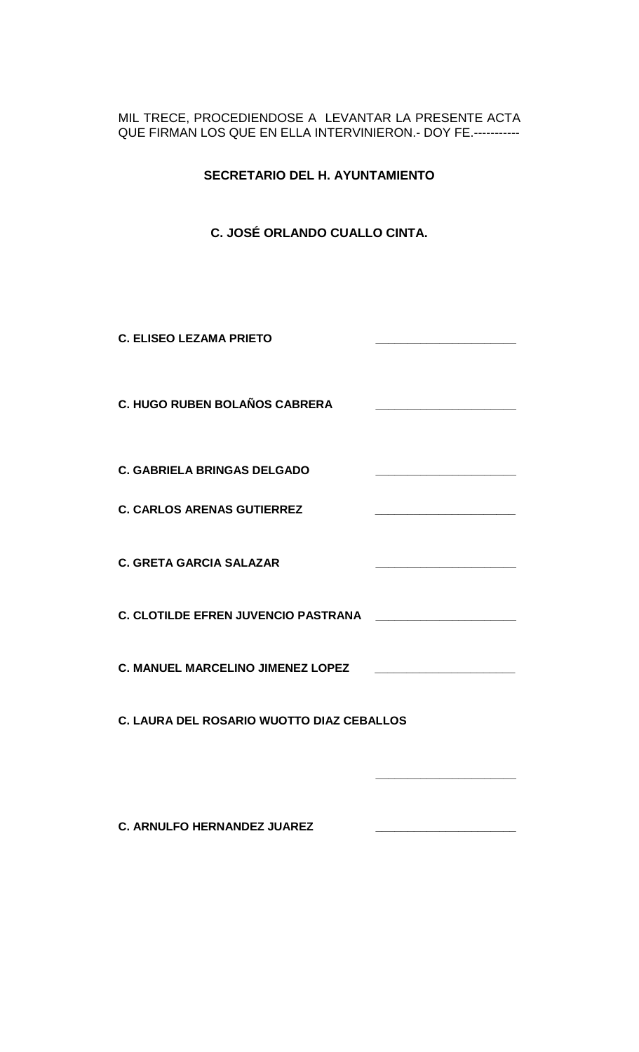MIL TRECE, PROCEDIENDOSE A LEVANTAR LA PRESENTE ACTA QUE FIRMAN LOS QUE EN ELLA INTERVINIERON.- DOY FE.-----------

**SECRETARIO DEL H. AYUNTAMIENTO**

**C. JOSÉ ORLANDO CUALLO CINTA.**

**C. ELISEO LEZAMA PRIETO** _____________________

**C. HUGO RUBEN BOLAÑOS CABRERA** _____________________

**C. GABRIELA BRINGAS DELGADO** _____________________

**C. CARLOS ARENAS GUTIERREZ** _____________________

**C. GRETA GARCIA SALAZAR** _____________________

**C. CLOTILDE EFREN JUVENCIO PASTRANA** _____________________

**C. MANUEL MARCELINO JIMENEZ LOPEZ** _____________________

**C. LAURA DEL ROSARIO WUOTTO DIAZ CEBALLOS**

_____________________

**C. ARNULFO HERNANDEZ JUAREZ** _____________________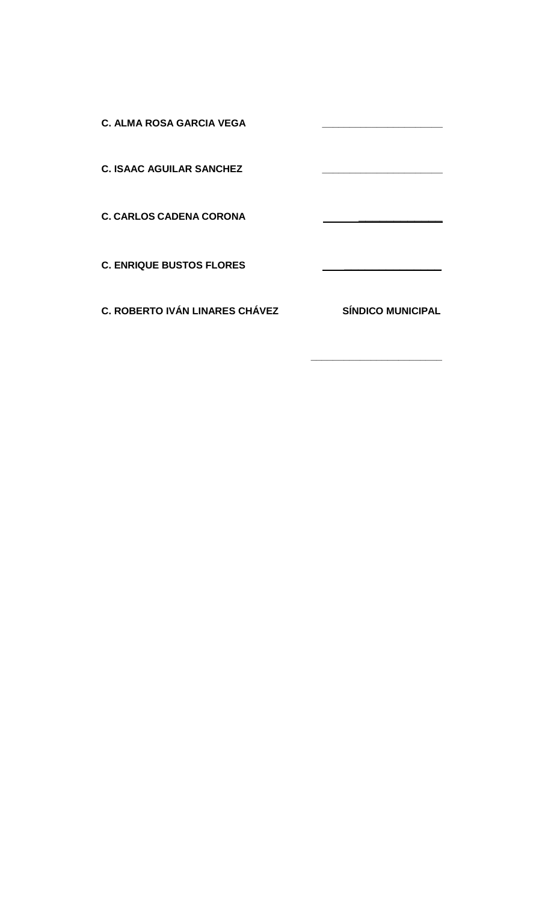**C. ALMA ROSA GARCIA VEGA** \_\_\_\_\_\_\_\_\_\_\_\_\_\_\_\_\_\_\_\_\_\_

**C. ISAAC AGUILAR SANCHEZ** \_\_\_\_\_\_\_\_\_\_\_\_\_\_\_\_\_\_\_\_\_\_

**C. CARLOS CADENA CORONA** \_\_\_\_\_\_\_\_\_\_\_\_\_\_\_\_\_\_\_\_\_\_

**C. ENRIQUE BUSTOS FLORES** \_\_\_\_\_\_\_\_\_\_\_\_\_\_\_\_\_\_\_\_\_\_

**C. ROBERTO IVÁN LINARES CHÁVEZ** **SÍNDICO MUNICIPAL**

\_\_\_\_\_\_\_\_\_\_\_\_\_\_\_\_\_\_\_\_\_\_\_\_